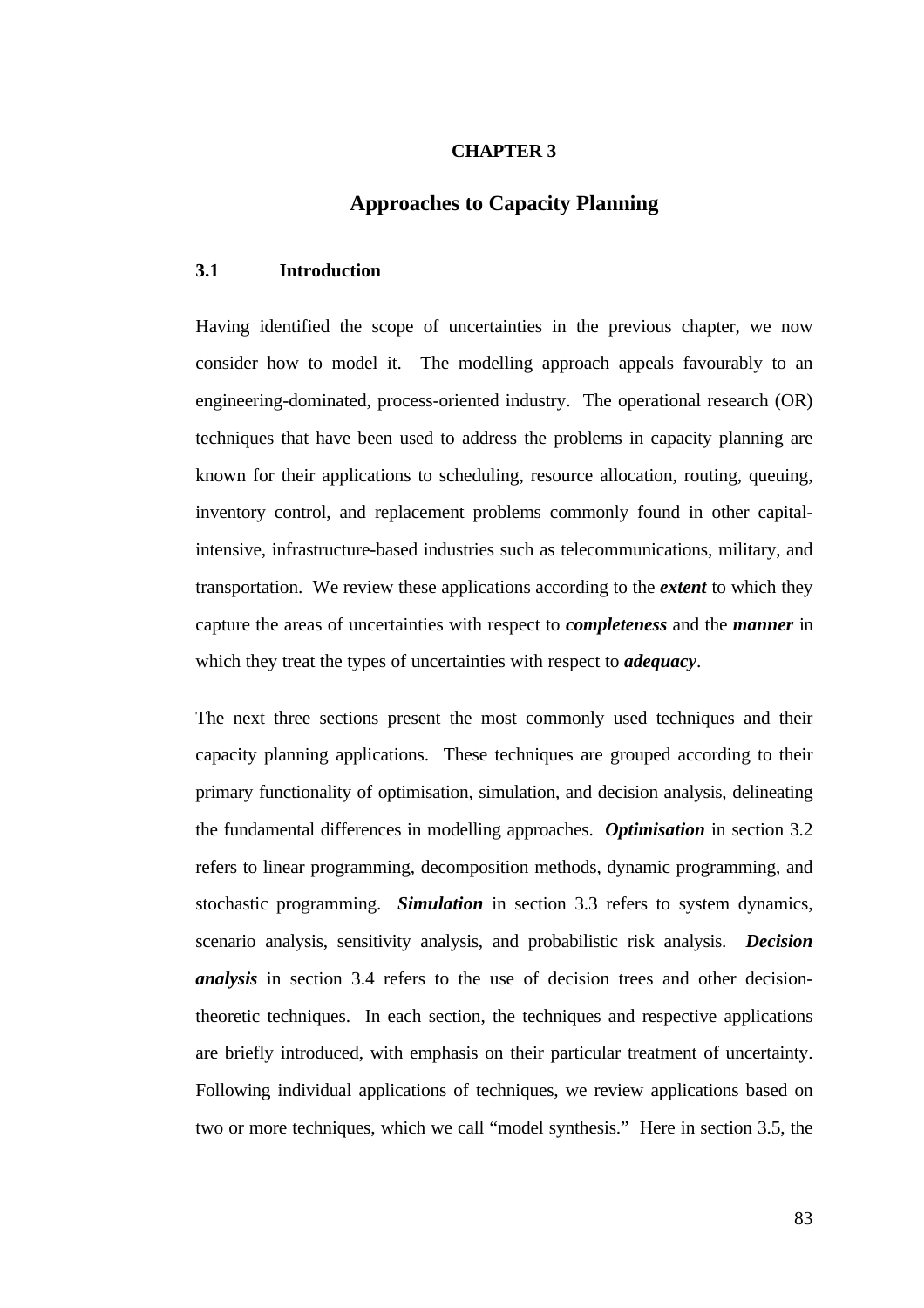# CHAPTER 3

# Approaches to Capacity Planning

## 3.1 Introduction

Having identified the scope of uncertainties in the previous chapter, we now consider how to model it. The modelling approach appeals favourably to an engineering-dominated, process-oriented industry. The operational research (OR) techniques that have been used to address the problems in capacity planning are known for their applications to scheduling, resource allocation, routing, queuing, inventory control, and replacement problems commonly found in other capital-intensive, infrastructure-based industries such as telecommunications, military, and transportation. We review these applications according to the ***extent*** to which they capture the areas of uncertainties with respect to ***completeness*** and the ***manner*** in which they treat the types of uncertainties with respect to ***adequacy***.

The next three sections present the most commonly used techniques and their capacity planning applications. These techniques are grouped according to their primary functionality of optimisation, simulation, and decision analysis, delineating the fundamental differences in modelling approaches. ***Optimisation*** in section 3.2 refers to linear programming, decomposition methods, dynamic programming, and stochastic programming. ***Simulation*** in section 3.3 refers to system dynamics, scenario analysis, sensitivity analysis, and probabilistic risk analysis. ***Decision analysis*** in section 3.4 refers to the use of decision trees and other decision-theoretic techniques. In each section, the techniques and respective applications are briefly introduced, with emphasis on their particular treatment of uncertainty. Following individual applications of techniques, we review applications based on two or more techniques, which we call "model synthesis." Here in section 3.5, the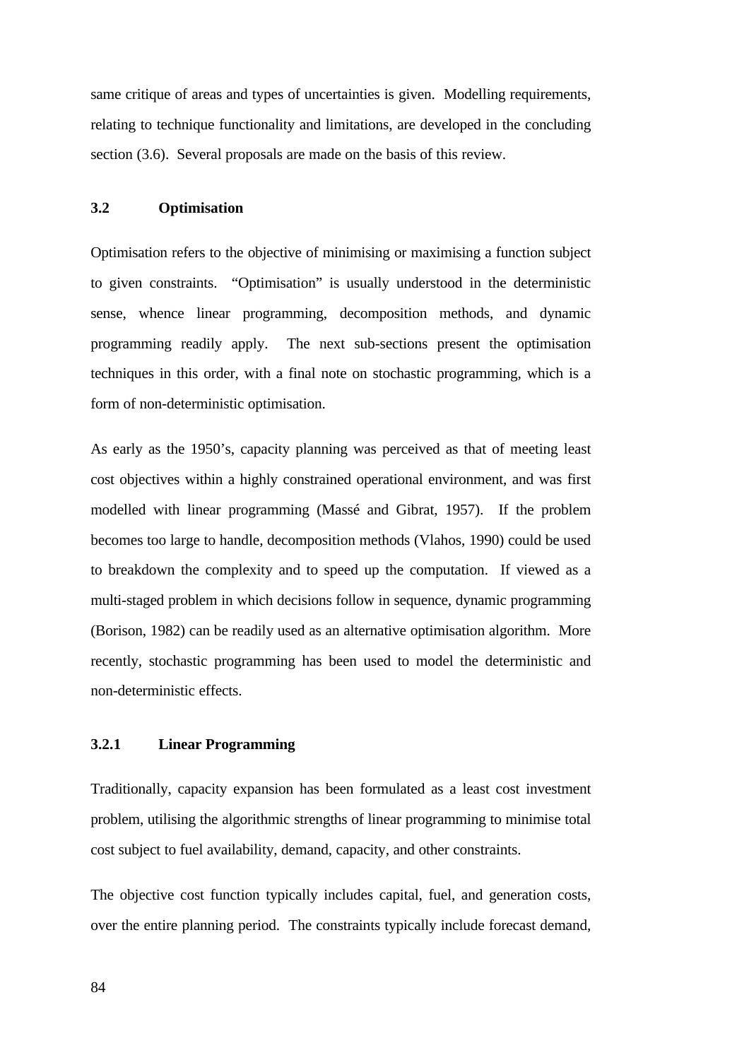same critique of areas and types of uncertainties is given. Modelling requirements, relating to technique functionality and limitations, are developed in the concluding section (3.6). Several proposals are made on the basis of this review.

## 3.2 Optimisation

Optimisation refers to the objective of minimising or maximising a function subject to given constraints. "Optimisation" is usually understood in the deterministic sense, whence linear programming, decomposition methods, and dynamic programming readily apply. The next sub-sections present the optimisation techniques in this order, with a final note on stochastic programming, which is a form of non-deterministic optimisation.

As early as the 1950's, capacity planning was perceived as that of meeting least cost objectives within a highly constrained operational environment, and was first modelled with linear programming (Massé and Gibrat, 1957). If the problem becomes too large to handle, decomposition methods (Vlahos, 1990) could be used to breakdown the complexity and to speed up the computation. If viewed as a multi-staged problem in which decisions follow in sequence, dynamic programming (Borison, 1982) can be readily used as an alternative optimisation algorithm. More recently, stochastic programming has been used to model the deterministic and non-deterministic effects.

### 3.2.1 Linear Programming

Traditionally, capacity expansion has been formulated as a least cost investment problem, utilising the algorithmic strengths of linear programming to minimise total cost subject to fuel availability, demand, capacity, and other constraints.

The objective cost function typically includes capital, fuel, and generation costs, over the entire planning period. The constraints typically include forecast demand,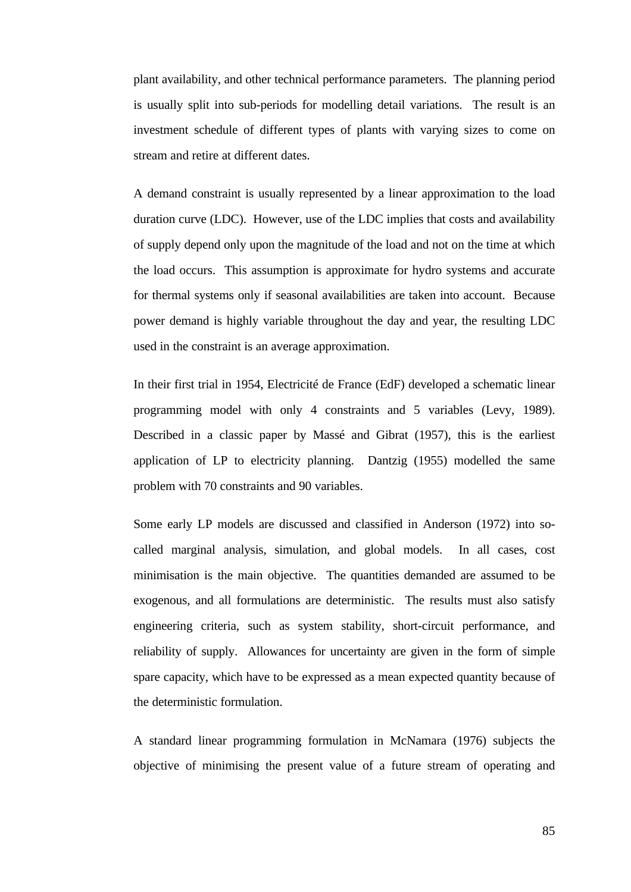plant availability, and other technical performance parameters. The planning period is usually split into sub-periods for modelling detail variations. The result is an investment schedule of different types of plants with varying sizes to come on stream and retire at different dates.

A demand constraint is usually represented by a linear approximation to the load duration curve (LDC). However, use of the LDC implies that costs and availability of supply depend only upon the magnitude of the load and not on the time at which the load occurs. This assumption is approximate for hydro systems and accurate for thermal systems only if seasonal availabilities are taken into account. Because power demand is highly variable throughout the day and year, the resulting LDC used in the constraint is an average approximation.

In their first trial in 1954, Electricité de France (EdF) developed a schematic linear programming model with only 4 constraints and 5 variables (Levy, 1989). Described in a classic paper by Massé and Gibrat (1957), this is the earliest application of LP to electricity planning. Dantzig (1955) modelled the same problem with 70 constraints and 90 variables.

Some early LP models are discussed and classified in Anderson (1972) into so-called marginal analysis, simulation, and global models. In all cases, cost minimisation is the main objective. The quantities demanded are assumed to be exogenous, and all formulations are deterministic. The results must also satisfy engineering criteria, such as system stability, short-circuit performance, and reliability of supply. Allowances for uncertainty are given in the form of simple spare capacity, which have to be expressed as a mean expected quantity because of the deterministic formulation.

A standard linear programming formulation in McNamara (1976) subjects the objective of minimising the present value of a future stream of operating and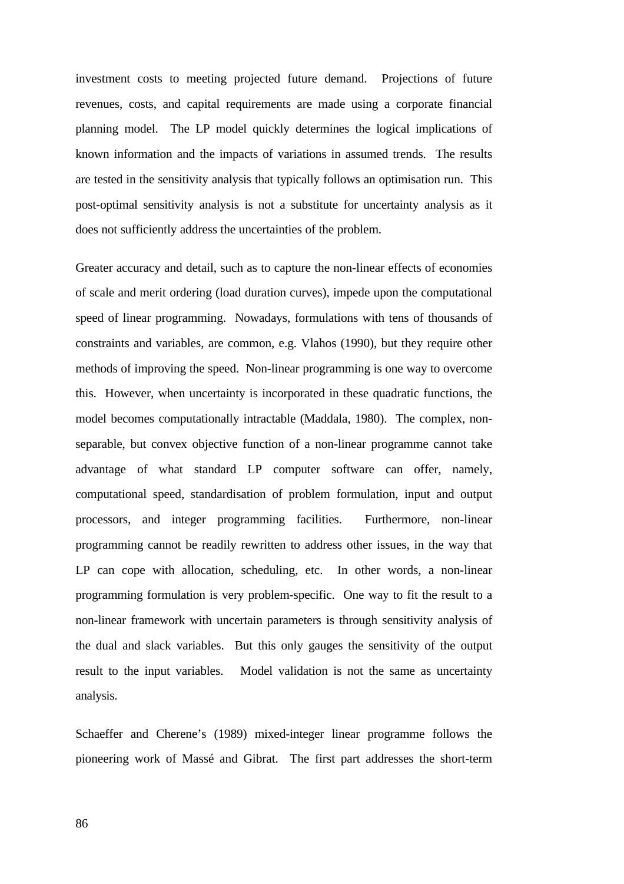investment costs to meeting projected future demand. Projections of future revenues, costs, and capital requirements are made using a corporate financial planning model. The LP model quickly determines the logical implications of known information and the impacts of variations in assumed trends. The results are tested in the sensitivity analysis that typically follows an optimisation run. This post-optimal sensitivity analysis is not a substitute for uncertainty analysis as it does not sufficiently address the uncertainties of the problem.

Greater accuracy and detail, such as to capture the non-linear effects of economies of scale and merit ordering (load duration curves), impede upon the computational speed of linear programming. Nowadays, formulations with tens of thousands of constraints and variables, are common, e.g. Vlahos (1990), but they require other methods of improving the speed. Non-linear programming is one way to overcome this. However, when uncertainty is incorporated in these quadratic functions, the model becomes computationally intractable (Maddala, 1980). The complex, non-separable, but convex objective function of a non-linear programme cannot take advantage of what standard LP computer software can offer, namely, computational speed, standardisation of problem formulation, input and output processors, and integer programming facilities. Furthermore, non-linear programming cannot be readily rewritten to address other issues, in the way that LP can cope with allocation, scheduling, etc. In other words, a non-linear programming formulation is very problem-specific. One way to fit the result to a non-linear framework with uncertain parameters is through sensitivity analysis of the dual and slack variables. But this only gauges the sensitivity of the output result to the input variables. Model validation is not the same as uncertainty analysis.

Schaeffer and Cherene's (1989) mixed-integer linear programme follows the pioneering work of Massé and Gibrat. The first part addresses the short-term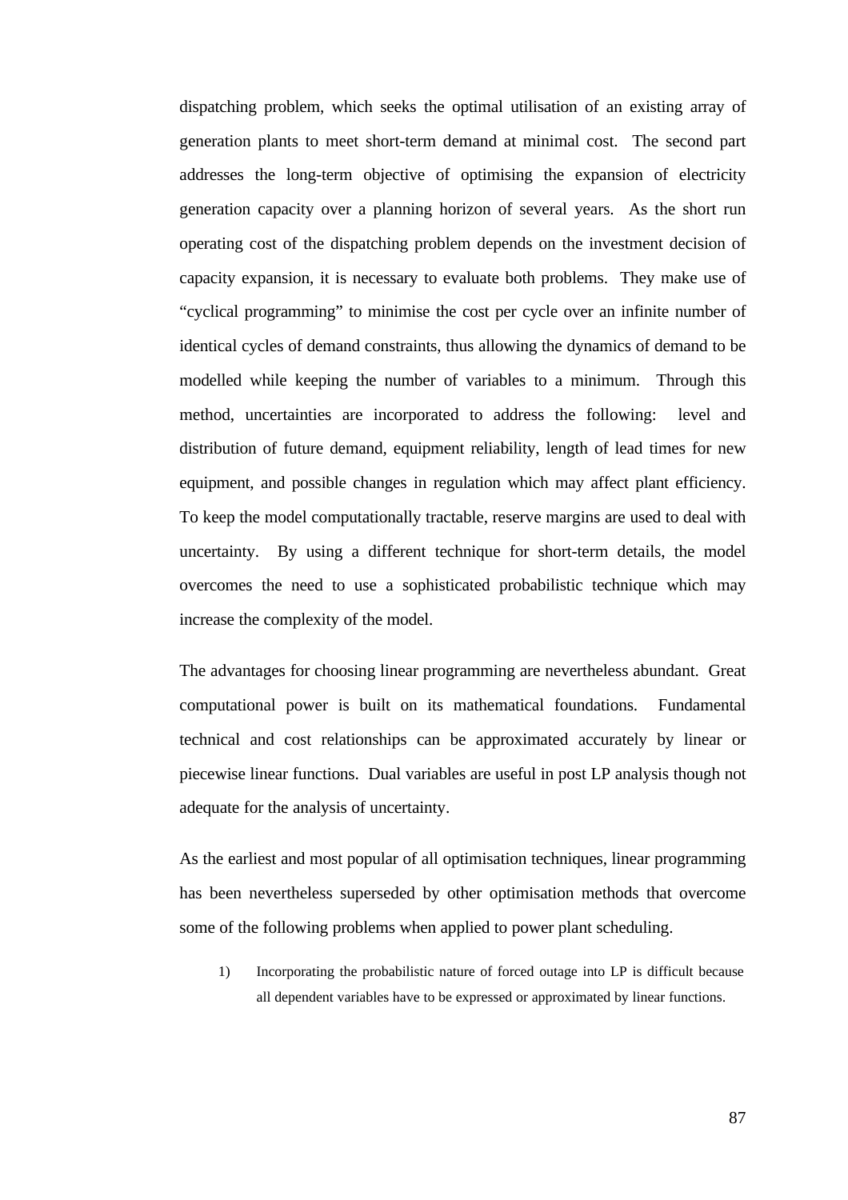dispatching problem, which seeks the optimal utilisation of an existing array of generation plants to meet short-term demand at minimal cost. The second part addresses the long-term objective of optimising the expansion of electricity generation capacity over a planning horizon of several years. As the short run operating cost of the dispatching problem depends on the investment decision of capacity expansion, it is necessary to evaluate both problems. They make use of "cyclical programming" to minimise the cost per cycle over an infinite number of identical cycles of demand constraints, thus allowing the dynamics of demand to be modelled while keeping the number of variables to a minimum. Through this method, uncertainties are incorporated to address the following: level and distribution of future demand, equipment reliability, length of lead times for new equipment, and possible changes in regulation which may affect plant efficiency. To keep the model computationally tractable, reserve margins are used to deal with uncertainty. By using a different technique for short-term details, the model overcomes the need to use a sophisticated probabilistic technique which may increase the complexity of the model.

The advantages for choosing linear programming are nevertheless abundant. Great computational power is built on its mathematical foundations. Fundamental technical and cost relationships can be approximated accurately by linear or piecewise linear functions. Dual variables are useful in post LP analysis though not adequate for the analysis of uncertainty.

As the earliest and most popular of all optimisation techniques, linear programming has been nevertheless superseded by other optimisation methods that overcome some of the following problems when applied to power plant scheduling.

1) Incorporating the probabilistic nature of forced outage into LP is difficult because all dependent variables have to be expressed or approximated by linear functions.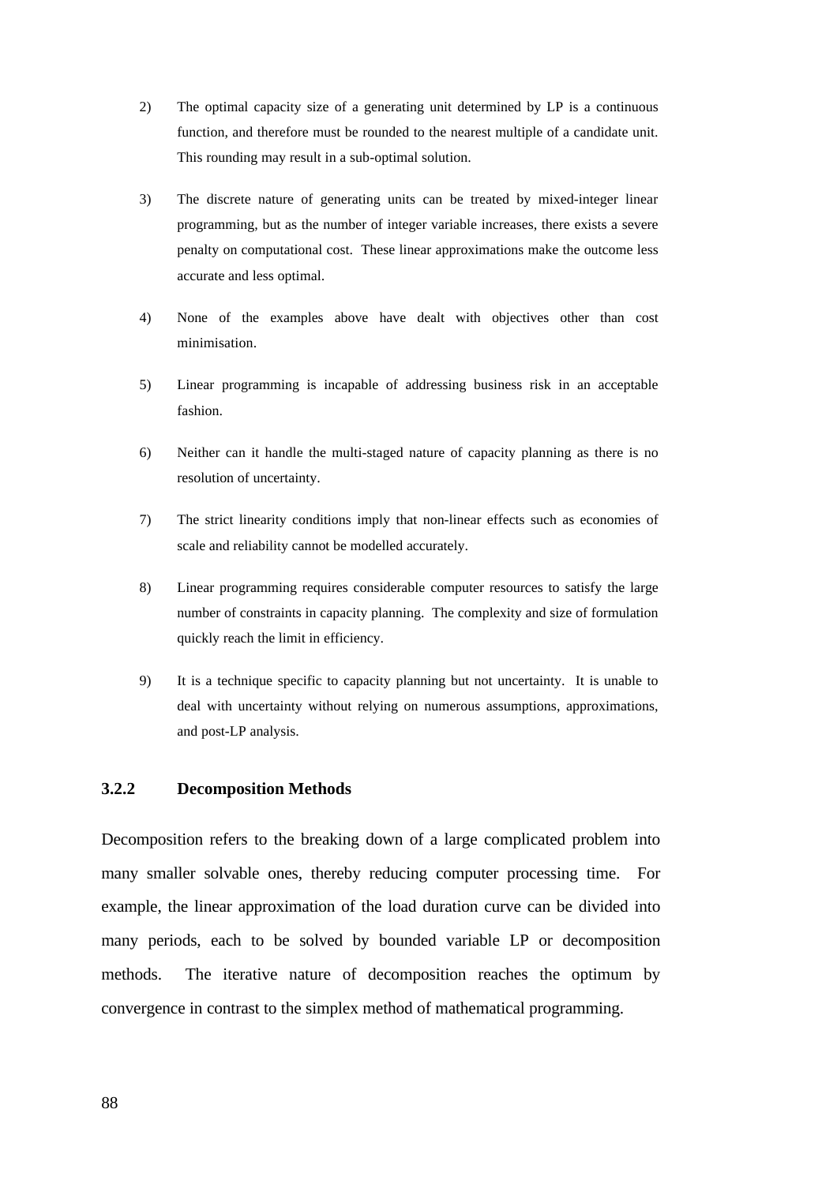2) The optimal capacity size of a generating unit determined by LP is a continuous function, and therefore must be rounded to the nearest multiple of a candidate unit. This rounding may result in a sub-optimal solution.

3) The discrete nature of generating units can be treated by mixed-integer linear programming, but as the number of integer variable increases, there exists a severe penalty on computational cost. These linear approximations make the outcome less accurate and less optimal.

4) None of the examples above have dealt with objectives other than cost minimisation.

5) Linear programming is incapable of addressing business risk in an acceptable fashion.

6) Neither can it handle the multi-staged nature of capacity planning as there is no resolution of uncertainty.

7) The strict linearity conditions imply that non-linear effects such as economies of scale and reliability cannot be modelled accurately.

8) Linear programming requires considerable computer resources to satisfy the large number of constraints in capacity planning. The complexity and size of formulation quickly reach the limit in efficiency.

9) It is a technique specific to capacity planning but not uncertainty. It is unable to deal with uncertainty without relying on numerous assumptions, approximations, and post-LP analysis.

### 3.2.2 Decomposition Methods

Decomposition refers to the breaking down of a large complicated problem into many smaller solvable ones, thereby reducing computer processing time. For example, the linear approximation of the load duration curve can be divided into many periods, each to be solved by bounded variable LP or decomposition methods. The iterative nature of decomposition reaches the optimum by convergence in contrast to the simplex method of mathematical programming.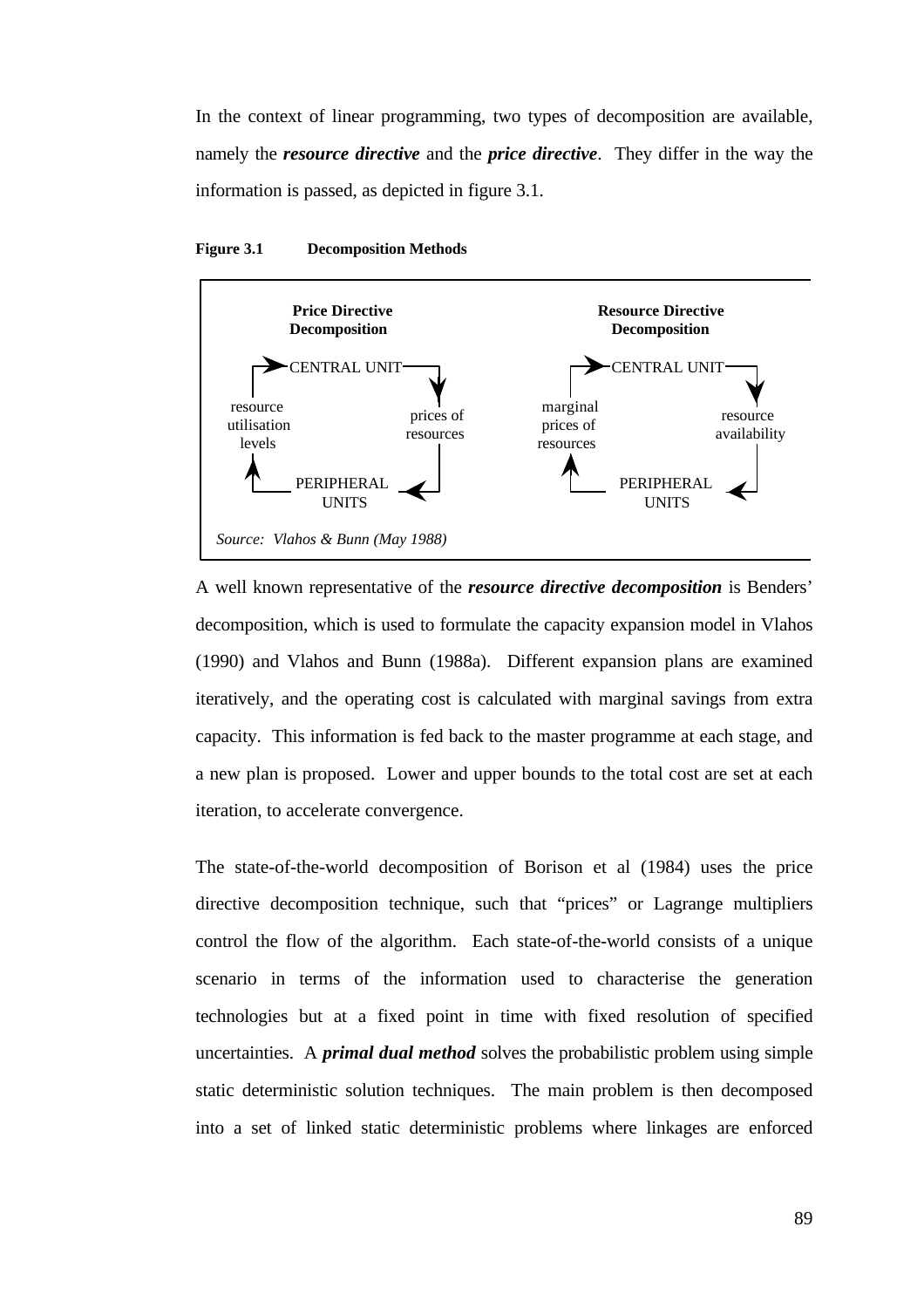In the context of linear programming, two types of decomposition are available, namely the ***resource directive*** and the ***price directive***. They differ in the way the information is passed, as depicted in figure 3.1.

**Figure 3.1 Decomposition Methods**

**Price Directive Decomposition**

CENTRAL UNIT → prices of resources → PERIPHERAL UNITS → resource utilisation levels → CENTRAL UNIT

**Resource Directive Decomposition**

CENTRAL UNIT → resource availability → PERIPHERAL UNITS → marginal prices of resources → CENTRAL UNIT

*Source: Vlahos & Bunn (May 1988)*

A well known representative of the ***resource directive decomposition*** is Benders' decomposition, which is used to formulate the capacity expansion model in Vlahos (1990) and Vlahos and Bunn (1988a). Different expansion plans are examined iteratively, and the operating cost is calculated with marginal savings from extra capacity. This information is fed back to the master programme at each stage, and a new plan is proposed. Lower and upper bounds to the total cost are set at each iteration, to accelerate convergence.

The state-of-the-world decomposition of Borison et al (1984) uses the price directive decomposition technique, such that "prices" or Lagrange multipliers control the flow of the algorithm. Each state-of-the-world consists of a unique scenario in terms of the information used to characterise the generation technologies but at a fixed point in time with fixed resolution of specified uncertainties. A ***primal dual method*** solves the probabilistic problem using simple static deterministic solution techniques. The main problem is then decomposed into a set of linked static deterministic problems where linkages are enforced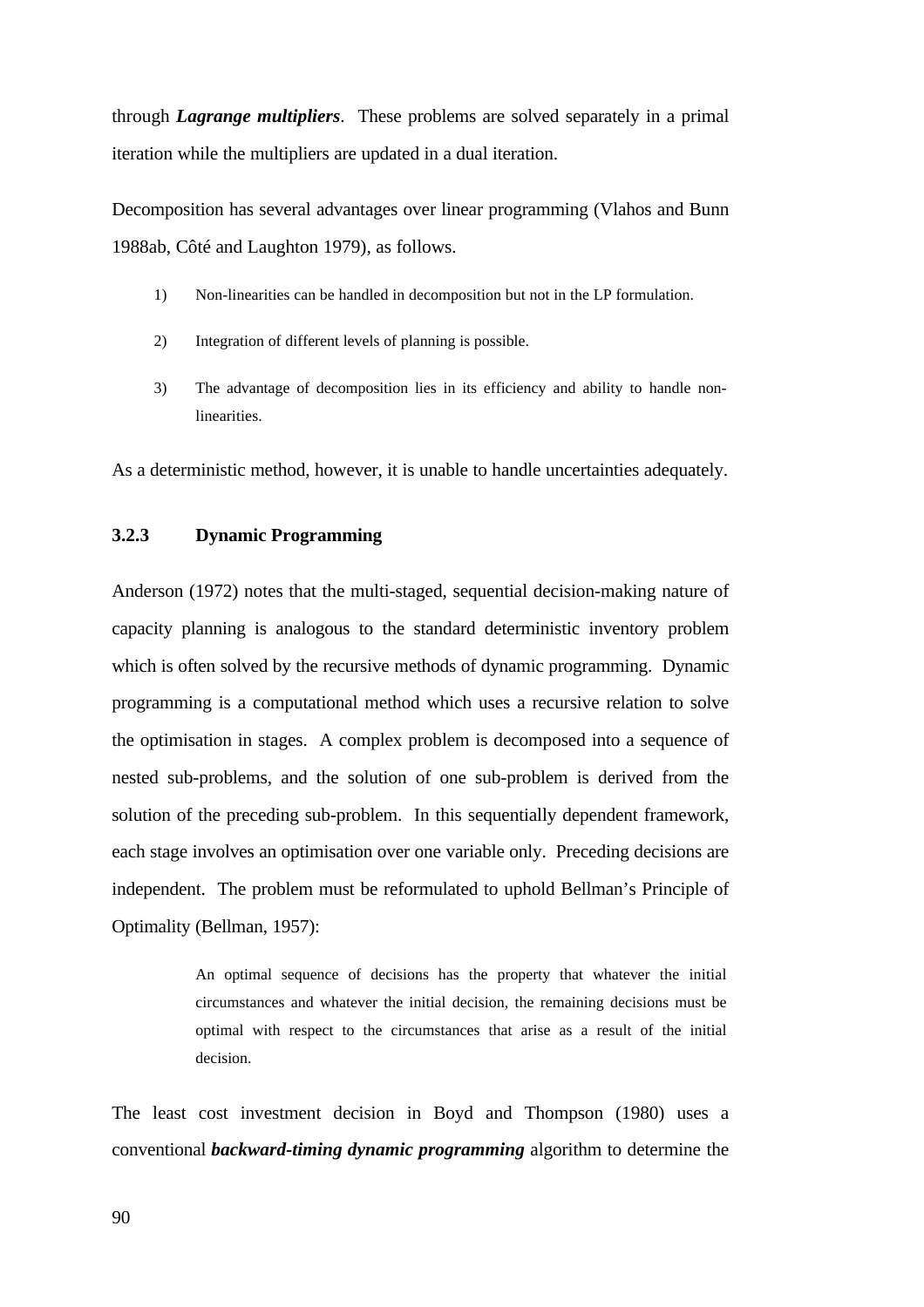through ***Lagrange multipliers***. These problems are solved separately in a primal iteration while the multipliers are updated in a dual iteration.

Decomposition has several advantages over linear programming (Vlahos and Bunn 1988ab, Côté and Laughton 1979), as follows.

1) Non-linearities can be handled in decomposition but not in the LP formulation.

2) Integration of different levels of planning is possible.

3) The advantage of decomposition lies in its efficiency and ability to handle non-linearities.

As a deterministic method, however, it is unable to handle uncertainties adequately.

### 3.2.3 Dynamic Programming

Anderson (1972) notes that the multi-staged, sequential decision-making nature of capacity planning is analogous to the standard deterministic inventory problem which is often solved by the recursive methods of dynamic programming. Dynamic programming is a computational method which uses a recursive relation to solve the optimisation in stages. A complex problem is decomposed into a sequence of nested sub-problems, and the solution of one sub-problem is derived from the solution of the preceding sub-problem. In this sequentially dependent framework, each stage involves an optimisation over one variable only. Preceding decisions are independent. The problem must be reformulated to uphold Bellman's Principle of Optimality (Bellman, 1957):

> An optimal sequence of decisions has the property that whatever the initial circumstances and whatever the initial decision, the remaining decisions must be optimal with respect to the circumstances that arise as a result of the initial decision.

The least cost investment decision in Boyd and Thompson (1980) uses a conventional ***backward-timing dynamic programming*** algorithm to determine the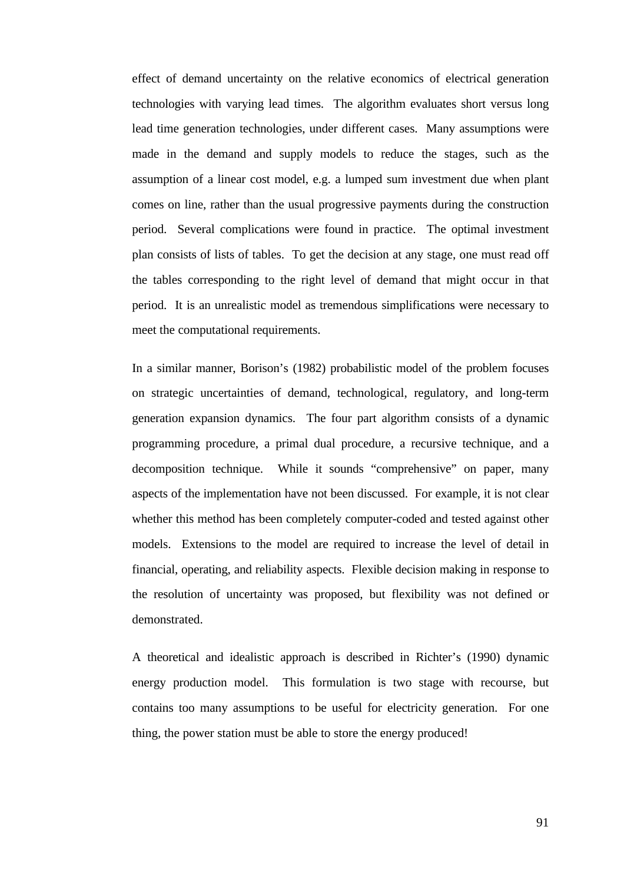effect of demand uncertainty on the relative economics of electrical generation technologies with varying lead times. The algorithm evaluates short versus long lead time generation technologies, under different cases. Many assumptions were made in the demand and supply models to reduce the stages, such as the assumption of a linear cost model, e.g. a lumped sum investment due when plant comes on line, rather than the usual progressive payments during the construction period. Several complications were found in practice. The optimal investment plan consists of lists of tables. To get the decision at any stage, one must read off the tables corresponding to the right level of demand that might occur in that period. It is an unrealistic model as tremendous simplifications were necessary to meet the computational requirements.

In a similar manner, Borison's (1982) probabilistic model of the problem focuses on strategic uncertainties of demand, technological, regulatory, and long-term generation expansion dynamics. The four part algorithm consists of a dynamic programming procedure, a primal dual procedure, a recursive technique, and a decomposition technique. While it sounds "comprehensive" on paper, many aspects of the implementation have not been discussed. For example, it is not clear whether this method has been completely computer-coded and tested against other models. Extensions to the model are required to increase the level of detail in financial, operating, and reliability aspects. Flexible decision making in response to the resolution of uncertainty was proposed, but flexibility was not defined or demonstrated.

A theoretical and idealistic approach is described in Richter's (1990) dynamic energy production model. This formulation is two stage with recourse, but contains too many assumptions to be useful for electricity generation. For one thing, the power station must be able to store the energy produced!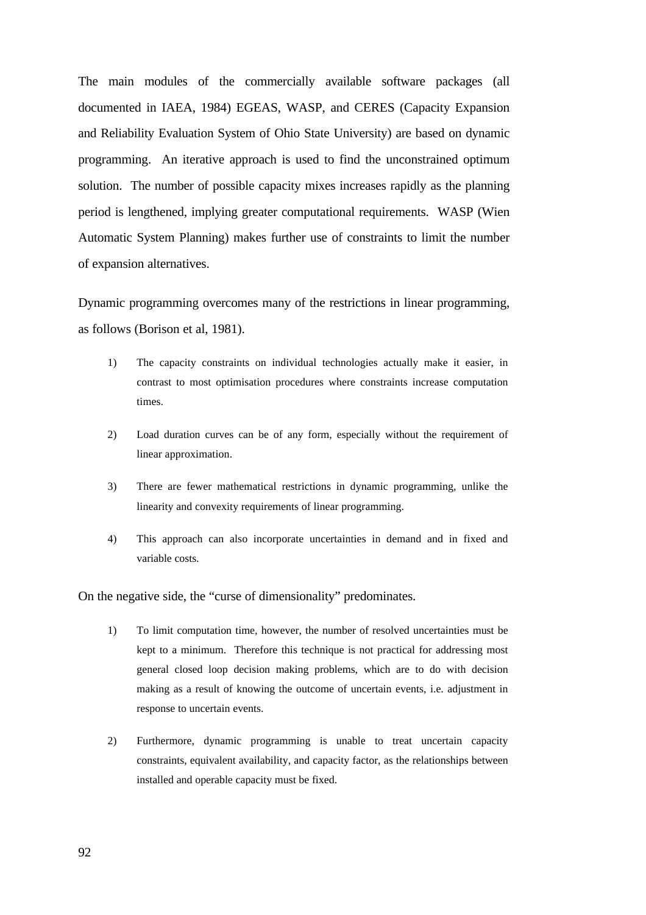The main modules of the commercially available software packages (all documented in IAEA, 1984) EGEAS, WASP, and CERES (Capacity Expansion and Reliability Evaluation System of Ohio State University) are based on dynamic programming. An iterative approach is used to find the unconstrained optimum solution. The number of possible capacity mixes increases rapidly as the planning period is lengthened, implying greater computational requirements. WASP (Wien Automatic System Planning) makes further use of constraints to limit the number of expansion alternatives.

Dynamic programming overcomes many of the restrictions in linear programming, as follows (Borison et al, 1981).

1) The capacity constraints on individual technologies actually make it easier, in contrast to most optimisation procedures where constraints increase computation times.

2) Load duration curves can be of any form, especially without the requirement of linear approximation.

3) There are fewer mathematical restrictions in dynamic programming, unlike the linearity and convexity requirements of linear programming.

4) This approach can also incorporate uncertainties in demand and in fixed and variable costs.

On the negative side, the "curse of dimensionality" predominates.

1) To limit computation time, however, the number of resolved uncertainties must be kept to a minimum. Therefore this technique is not practical for addressing most general closed loop decision making problems, which are to do with decision making as a result of knowing the outcome of uncertain events, i.e. adjustment in response to uncertain events.

2) Furthermore, dynamic programming is unable to treat uncertain capacity constraints, equivalent availability, and capacity factor, as the relationships between installed and operable capacity must be fixed.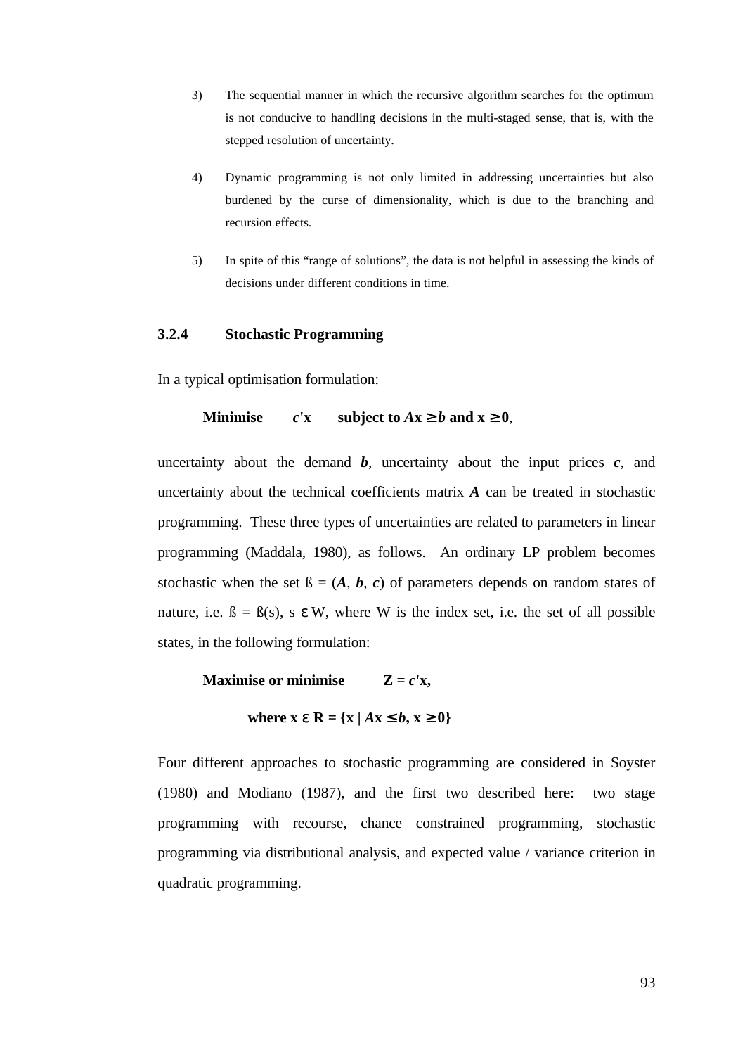3) The sequential manner in which the recursive algorithm searches for the optimum is not conducive to handling decisions in the multi-staged sense, that is, with the stepped resolution of uncertainty.

4) Dynamic programming is not only limited in addressing uncertainties but also burdened by the curse of dimensionality, which is due to the branching and recursion effects.

5) In spite of this "range of solutions", the data is not helpful in assessing the kinds of decisions under different conditions in time.

### 3.2.4 Stochastic Programming

In a typical optimisation formulation:

$$\textbf{Minimise} \quad \boldsymbol{c}'\mathbf{x} \quad \textbf{subject to } \boldsymbol{A}\mathbf{x} \geq \boldsymbol{b} \textbf{ and } \mathbf{x} \geq \mathbf{0},$$

uncertainty about the demand $\boldsymbol{b}$, uncertainty about the input prices $\boldsymbol{c}$, and uncertainty about the technical coefficients matrix $\boldsymbol{A}$ can be treated in stochastic programming. These three types of uncertainties are related to parameters in linear programming (Maddala, 1980), as follows. An ordinary LP problem becomes stochastic when the set ß = ($\boldsymbol{A}$, $\boldsymbol{b}$, $\boldsymbol{c}$) of parameters depends on random states of nature, i.e. ß = ß(s), s $\varepsilon$ W, where W is the index set, i.e. the set of all possible states, in the following formulation:

$$\textbf{Maximise or minimise} \quad \mathbf{Z} = \boldsymbol{c}'\mathbf{x},$$

$$\textbf{where } \mathbf{x} \ \varepsilon \ \mathbf{R} = \{\mathbf{x} \mid \boldsymbol{A}\mathbf{x} \leq \boldsymbol{b}, \mathbf{x} \geq \mathbf{0}\}$$

Four different approaches to stochastic programming are considered in Soyster (1980) and Modiano (1987), and the first two described here: two stage programming with recourse, chance constrained programming, stochastic programming via distributional analysis, and expected value / variance criterion in quadratic programming.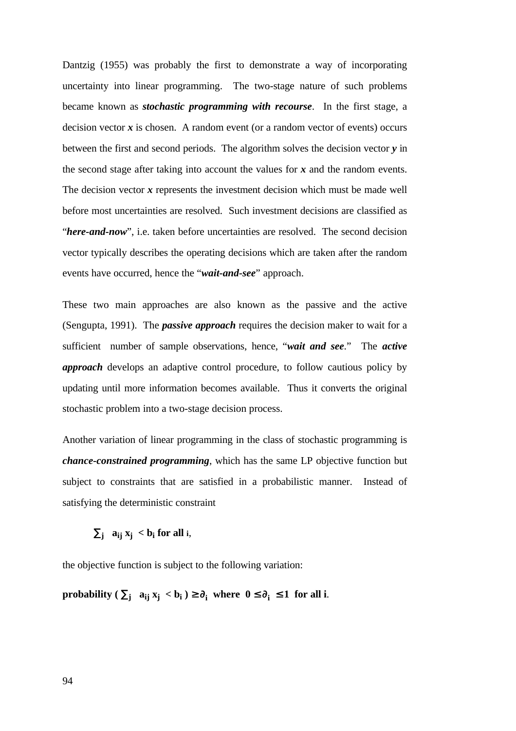Dantzig (1955) was probably the first to demonstrate a way of incorporating uncertainty into linear programming. The two-stage nature of such problems became known as ***stochastic programming with recourse***. In the first stage, a decision vector ***x*** is chosen. A random event (or a random vector of events) occurs between the first and second periods. The algorithm solves the decision vector ***y*** in the second stage after taking into account the values for ***x*** and the random events. The decision vector ***x*** represents the investment decision which must be made well before most uncertainties are resolved. Such investment decisions are classified as "***here-and-now***", i.e. taken before uncertainties are resolved. The second decision vector typically describes the operating decisions which are taken after the random events have occurred, hence the "***wait-and-see***" approach.

These two main approaches are also known as the passive and the active (Sengupta, 1991). The ***passive approach*** requires the decision maker to wait for a sufficient number of sample observations, hence, "***wait and see***." The ***active approach*** develops an adaptive control procedure, to follow cautious policy by updating until more information becomes available. Thus it converts the original stochastic problem into a two-stage decision process.

Another variation of linear programming in the class of stochastic programming is ***chance-constrained programming***, which has the same LP objective function but subject to constraints that are satisfied in a probabilistic manner. Instead of satisfying the deterministic constraint

$$\sum_j a_{ij} x_j < b_i \text{ for all } i,$$

the objective function is subject to the following variation:

$$\text{probability} \left( \sum_j a_{ij} x_j < b_i \right) \geq \partial_i \text{ where } 0 \leq \partial_i \leq 1 \text{ for all } i.$$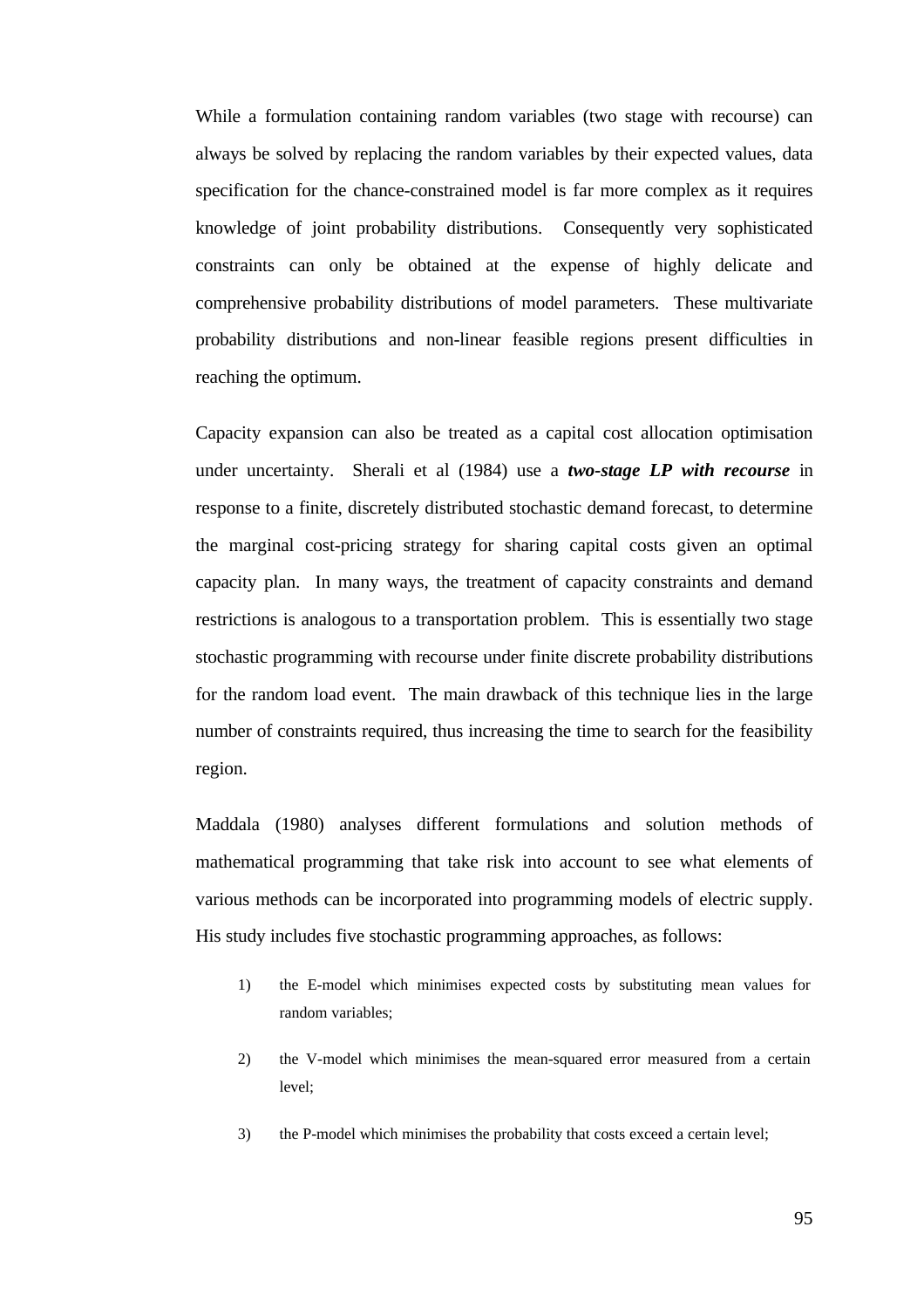While a formulation containing random variables (two stage with recourse) can always be solved by replacing the random variables by their expected values, data specification for the chance-constrained model is far more complex as it requires knowledge of joint probability distributions. Consequently very sophisticated constraints can only be obtained at the expense of highly delicate and comprehensive probability distributions of model parameters. These multivariate probability distributions and non-linear feasible regions present difficulties in reaching the optimum.

Capacity expansion can also be treated as a capital cost allocation optimisation under uncertainty. Sherali et al (1984) use a ***two-stage LP with recourse*** in response to a finite, discretely distributed stochastic demand forecast, to determine the marginal cost-pricing strategy for sharing capital costs given an optimal capacity plan. In many ways, the treatment of capacity constraints and demand restrictions is analogous to a transportation problem. This is essentially two stage stochastic programming with recourse under finite discrete probability distributions for the random load event. The main drawback of this technique lies in the large number of constraints required, thus increasing the time to search for the feasibility region.

Maddala (1980) analyses different formulations and solution methods of mathematical programming that take risk into account to see what elements of various methods can be incorporated into programming models of electric supply. His study includes five stochastic programming approaches, as follows:

1) the E-model which minimises expected costs by substituting mean values for random variables;

2) the V-model which minimises the mean-squared error measured from a certain level;

3) the P-model which minimises the probability that costs exceed a certain level;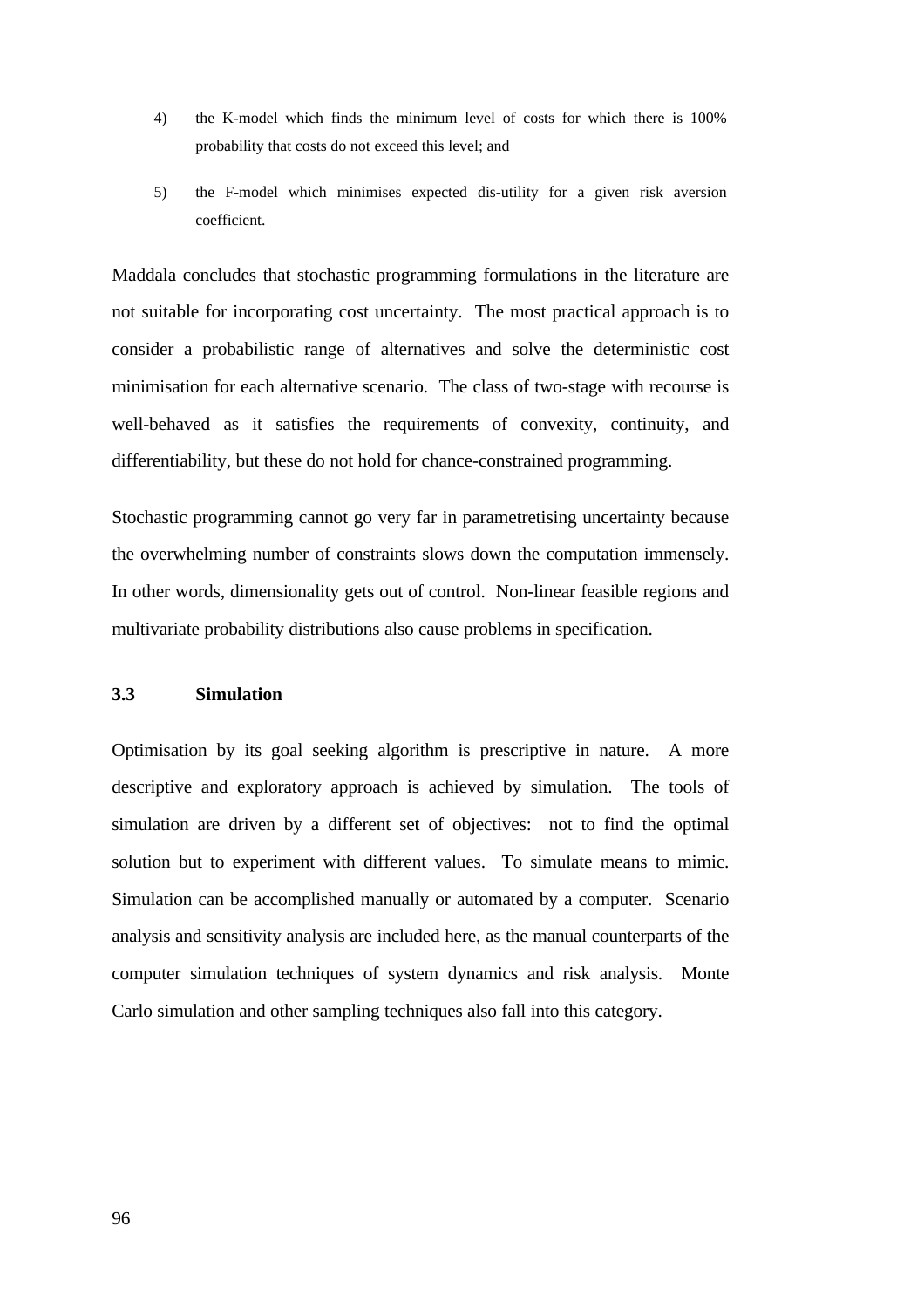4) the K-model which finds the minimum level of costs for which there is 100% probability that costs do not exceed this level; and

5) the F-model which minimises expected dis-utility for a given risk aversion coefficient.

Maddala concludes that stochastic programming formulations in the literature are not suitable for incorporating cost uncertainty. The most practical approach is to consider a probabilistic range of alternatives and solve the deterministic cost minimisation for each alternative scenario. The class of two-stage with recourse is well-behaved as it satisfies the requirements of convexity, continuity, and differentiability, but these do not hold for chance-constrained programming.

Stochastic programming cannot go very far in parametretising uncertainty because the overwhelming number of constraints slows down the computation immensely. In other words, dimensionality gets out of control. Non-linear feasible regions and multivariate probability distributions also cause problems in specification.

### 3.3 Simulation

Optimisation by its goal seeking algorithm is prescriptive in nature. A more descriptive and exploratory approach is achieved by simulation. The tools of simulation are driven by a different set of objectives: not to find the optimal solution but to experiment with different values. To simulate means to mimic. Simulation can be accomplished manually or automated by a computer. Scenario analysis and sensitivity analysis are included here, as the manual counterparts of the computer simulation techniques of system dynamics and risk analysis. Monte Carlo simulation and other sampling techniques also fall into this category.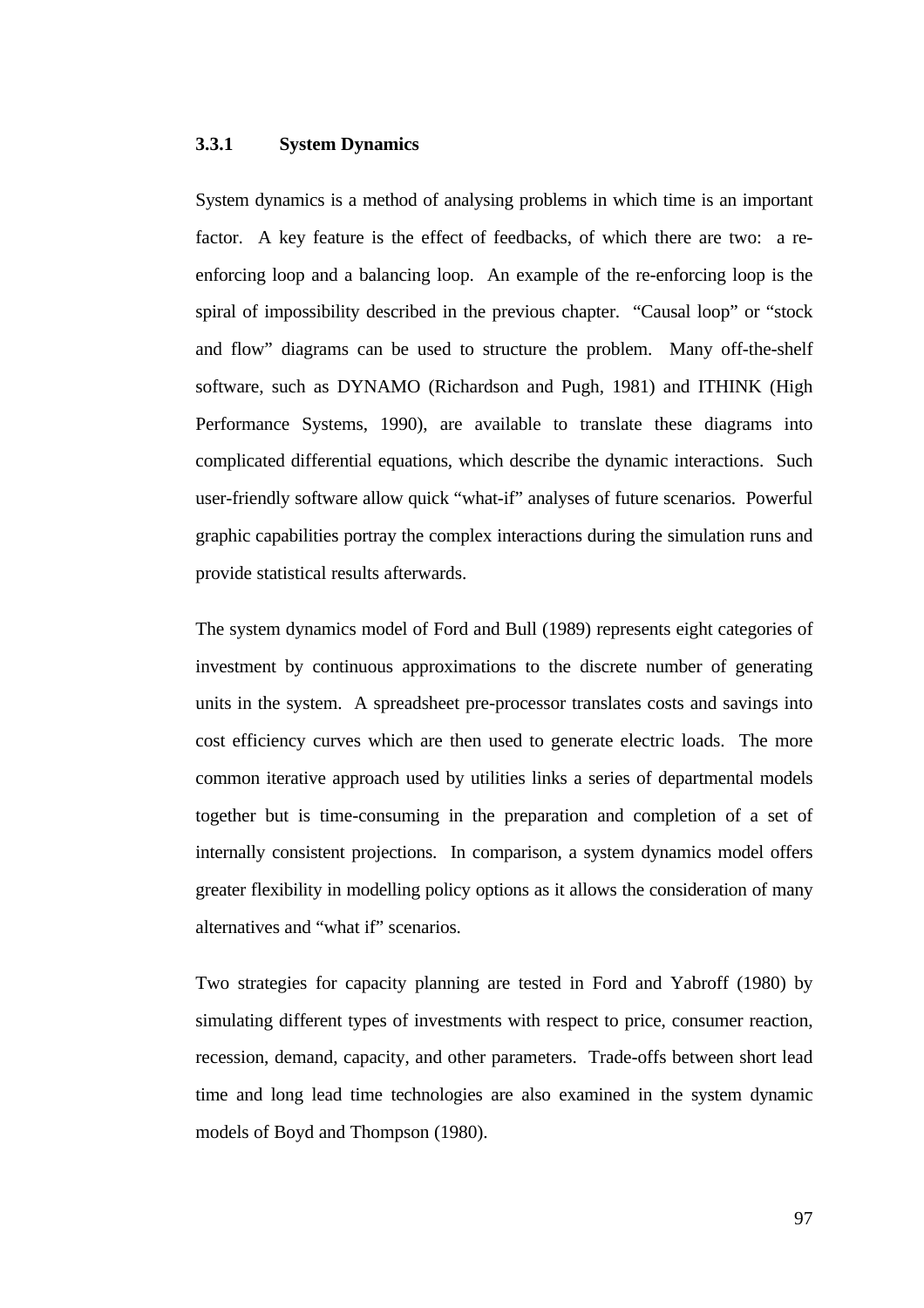### 3.3.1 System Dynamics

System dynamics is a method of analysing problems in which time is an important factor. A key feature is the effect of feedbacks, of which there are two: a re-enforcing loop and a balancing loop. An example of the re-enforcing loop is the spiral of impossibility described in the previous chapter. "Causal loop" or "stock and flow" diagrams can be used to structure the problem. Many off-the-shelf software, such as DYNAMO (Richardson and Pugh, 1981) and ITHINK (High Performance Systems, 1990), are available to translate these diagrams into complicated differential equations, which describe the dynamic interactions. Such user-friendly software allow quick "what-if" analyses of future scenarios. Powerful graphic capabilities portray the complex interactions during the simulation runs and provide statistical results afterwards.

The system dynamics model of Ford and Bull (1989) represents eight categories of investment by continuous approximations to the discrete number of generating units in the system. A spreadsheet pre-processor translates costs and savings into cost efficiency curves which are then used to generate electric loads. The more common iterative approach used by utilities links a series of departmental models together but is time-consuming in the preparation and completion of a set of internally consistent projections. In comparison, a system dynamics model offers greater flexibility in modelling policy options as it allows the consideration of many alternatives and "what if" scenarios.

Two strategies for capacity planning are tested in Ford and Yabroff (1980) by simulating different types of investments with respect to price, consumer reaction, recession, demand, capacity, and other parameters. Trade-offs between short lead time and long lead time technologies are also examined in the system dynamic models of Boyd and Thompson (1980).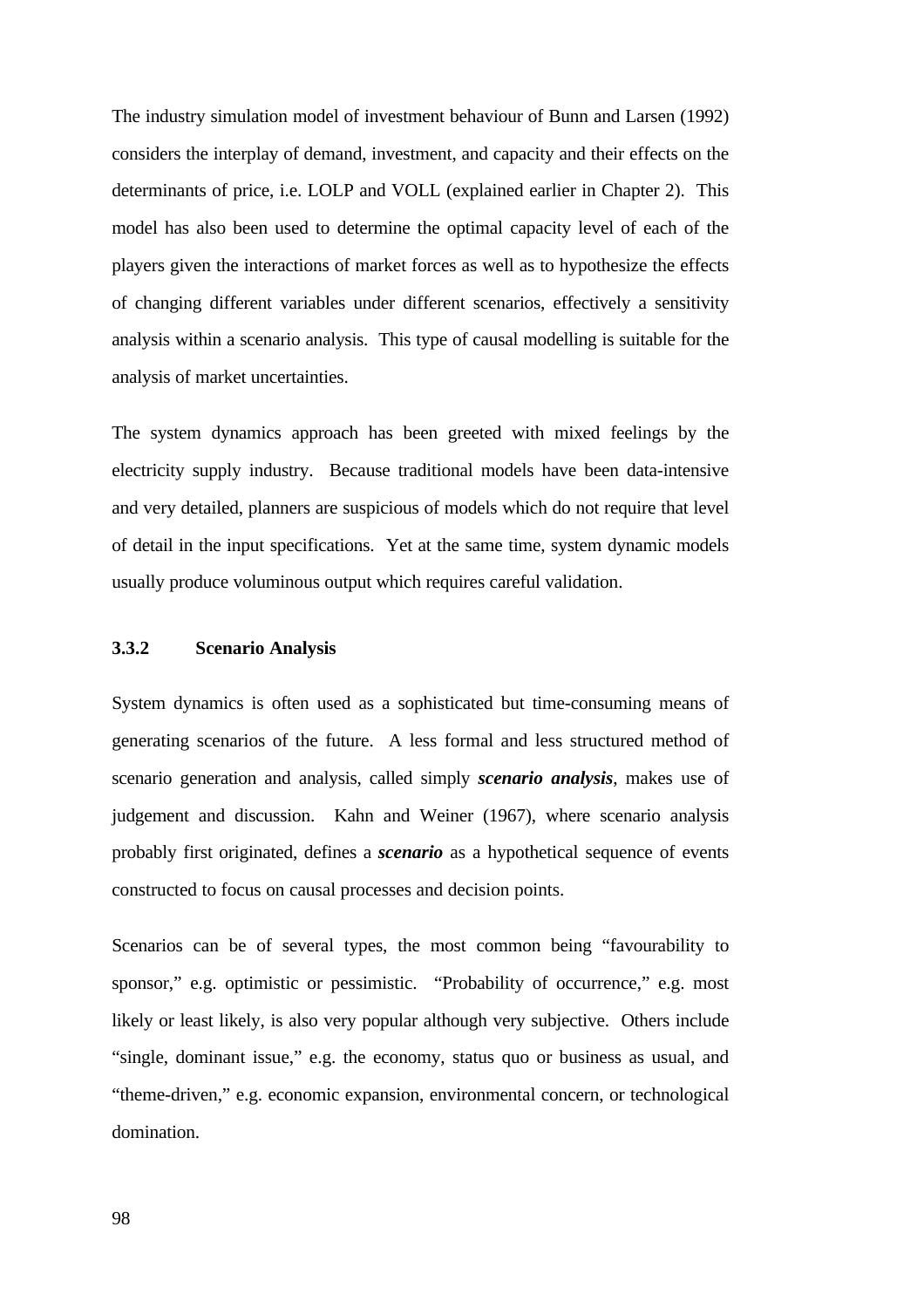The industry simulation model of investment behaviour of Bunn and Larsen (1992) considers the interplay of demand, investment, and capacity and their effects on the determinants of price, i.e. LOLP and VOLL (explained earlier in Chapter 2). This model has also been used to determine the optimal capacity level of each of the players given the interactions of market forces as well as to hypothesize the effects of changing different variables under different scenarios, effectively a sensitivity analysis within a scenario analysis. This type of causal modelling is suitable for the analysis of market uncertainties.

The system dynamics approach has been greeted with mixed feelings by the electricity supply industry. Because traditional models have been data-intensive and very detailed, planners are suspicious of models which do not require that level of detail in the input specifications. Yet at the same time, system dynamic models usually produce voluminous output which requires careful validation.

### 3.3.2 Scenario Analysis

System dynamics is often used as a sophisticated but time-consuming means of generating scenarios of the future. A less formal and less structured method of scenario generation and analysis, called simply ***scenario analysis***, makes use of judgement and discussion. Kahn and Weiner (1967), where scenario analysis probably first originated, defines a ***scenario*** as a hypothetical sequence of events constructed to focus on causal processes and decision points.

Scenarios can be of several types, the most common being "favourability to sponsor," e.g. optimistic or pessimistic. "Probability of occurrence," e.g. most likely or least likely, is also very popular although very subjective. Others include "single, dominant issue," e.g. the economy, status quo or business as usual, and "theme-driven," e.g. economic expansion, environmental concern, or technological domination.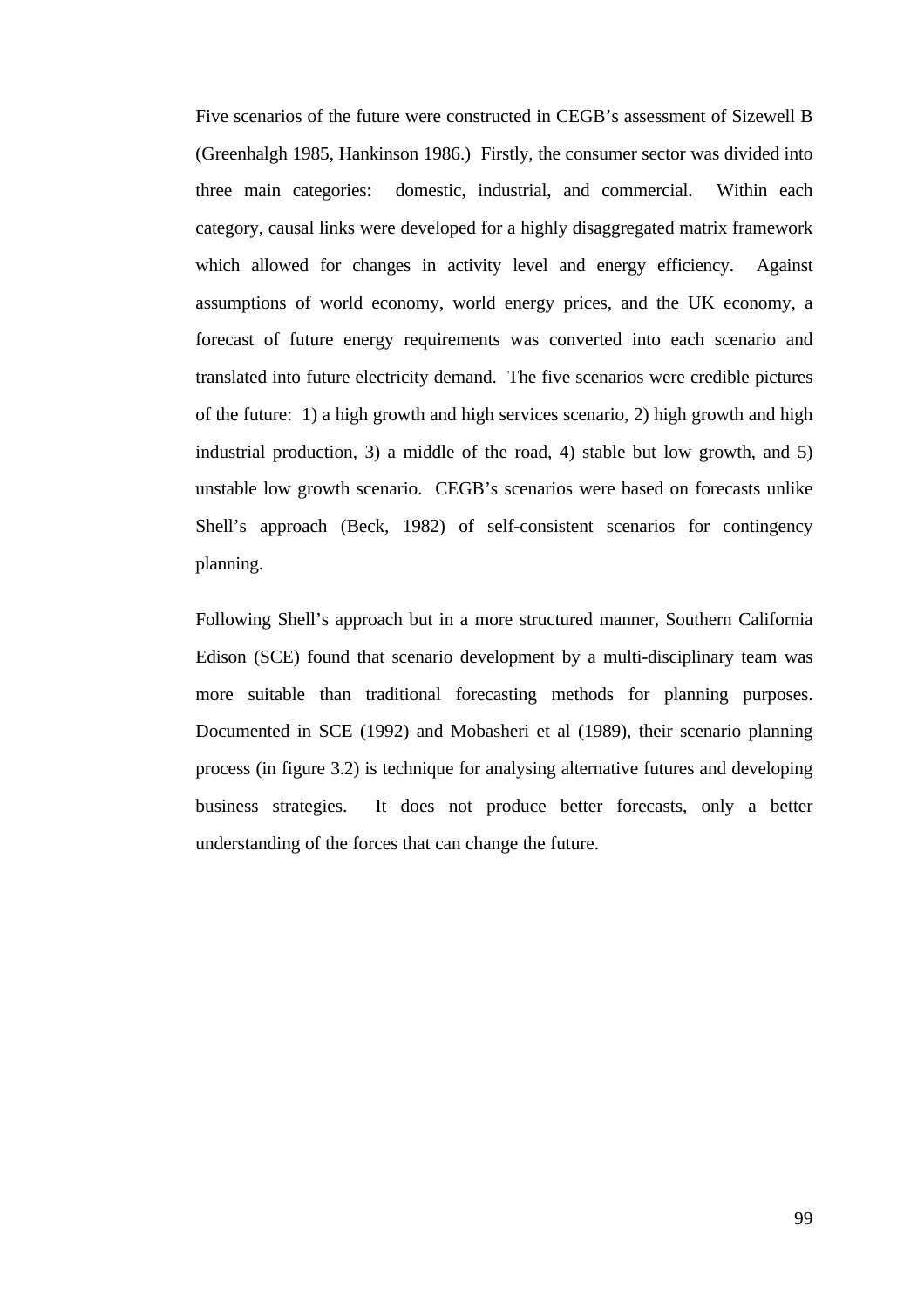Five scenarios of the future were constructed in CEGB's assessment of Sizewell B (Greenhalgh 1985, Hankinson 1986.) Firstly, the consumer sector was divided into three main categories: domestic, industrial, and commercial. Within each category, causal links were developed for a highly disaggregated matrix framework which allowed for changes in activity level and energy efficiency. Against assumptions of world economy, world energy prices, and the UK economy, a forecast of future energy requirements was converted into each scenario and translated into future electricity demand. The five scenarios were credible pictures of the future: 1) a high growth and high services scenario, 2) high growth and high industrial production, 3) a middle of the road, 4) stable but low growth, and 5) unstable low growth scenario. CEGB's scenarios were based on forecasts unlike Shell's approach (Beck, 1982) of self-consistent scenarios for contingency planning.

Following Shell's approach but in a more structured manner, Southern California Edison (SCE) found that scenario development by a multi-disciplinary team was more suitable than traditional forecasting methods for planning purposes. Documented in SCE (1992) and Mobasheri et al (1989), their scenario planning process (in figure 3.2) is technique for analysing alternative futures and developing business strategies. It does not produce better forecasts, only a better understanding of the forces that can change the future.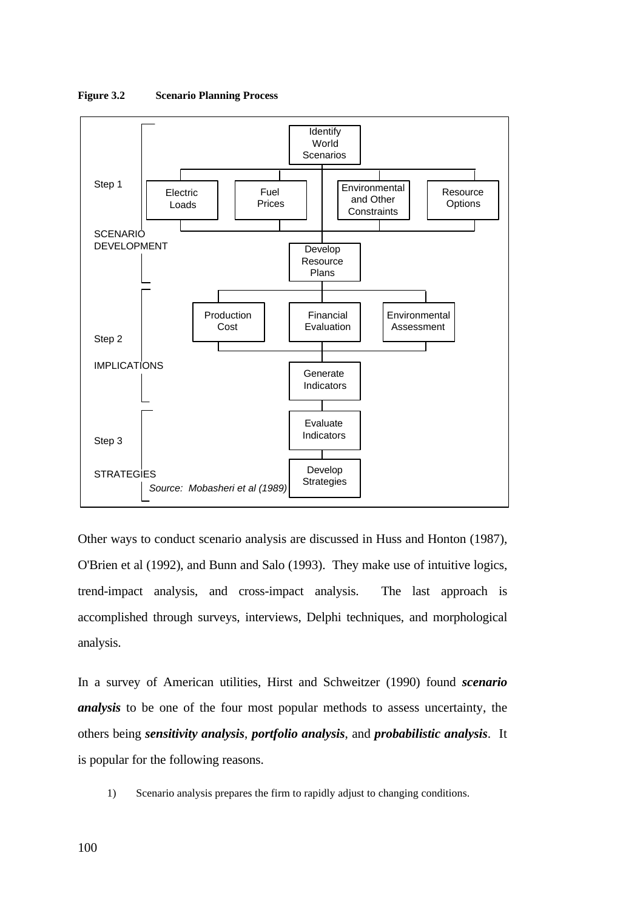**Figure 3.2 Scenario Planning Process**

Step 1 — SCENARIO DEVELOPMENT

- Identify World Scenarios
  - Electric Loads
  - Fuel Prices
  - Environmental and Other Constraints
  - Resource Options
- Develop Resource Plans

Step 2 — IMPLICATIONS

- Production Cost
- Financial Evaluation
- Environmental Assessment
- Generate Indicators

Step 3 — STRATEGIES

- Evaluate Indicators
- Develop Strategies

*Source: Mobasheri et al (1989)*

Other ways to conduct scenario analysis are discussed in Huss and Honton (1987), O'Brien et al (1992), and Bunn and Salo (1993). They make use of intuitive logics, trend-impact analysis, and cross-impact analysis. The last approach is accomplished through surveys, interviews, Delphi techniques, and morphological analysis.

In a survey of American utilities, Hirst and Schweitzer (1990) found ***scenario analysis*** to be one of the four most popular methods to assess uncertainty, the others being ***sensitivity analysis***, ***portfolio analysis***, and ***probabilistic analysis***. It is popular for the following reasons.

1) Scenario analysis prepares the firm to rapidly adjust to changing conditions.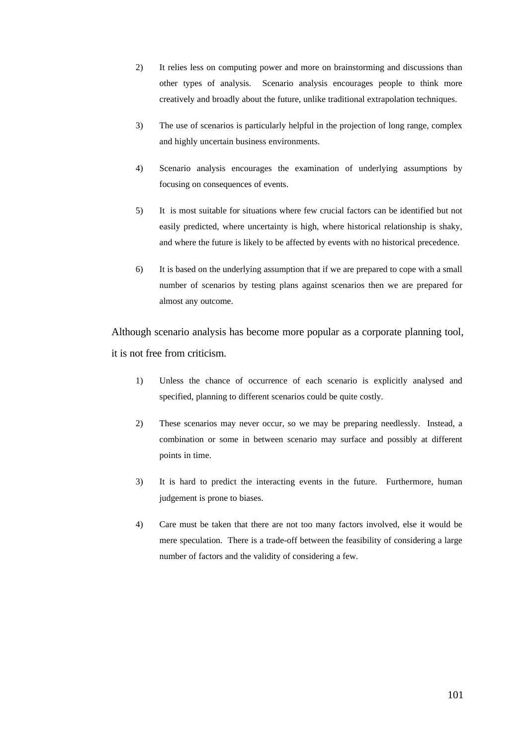2) It relies less on computing power and more on brainstorming and discussions than other types of analysis. Scenario analysis encourages people to think more creatively and broadly about the future, unlike traditional extrapolation techniques.

3) The use of scenarios is particularly helpful in the projection of long range, complex and highly uncertain business environments.

4) Scenario analysis encourages the examination of underlying assumptions by focusing on consequences of events.

5) It is most suitable for situations where few crucial factors can be identified but not easily predicted, where uncertainty is high, where historical relationship is shaky, and where the future is likely to be affected by events with no historical precedence.

6) It is based on the underlying assumption that if we are prepared to cope with a small number of scenarios by testing plans against scenarios then we are prepared for almost any outcome.

Although scenario analysis has become more popular as a corporate planning tool, it is not free from criticism.

1) Unless the chance of occurrence of each scenario is explicitly analysed and specified, planning to different scenarios could be quite costly.

2) These scenarios may never occur, so we may be preparing needlessly. Instead, a combination or some in between scenario may surface and possibly at different points in time.

3) It is hard to predict the interacting events in the future. Furthermore, human judgement is prone to biases.

4) Care must be taken that there are not too many factors involved, else it would be mere speculation. There is a trade-off between the feasibility of considering a large number of factors and the validity of considering a few.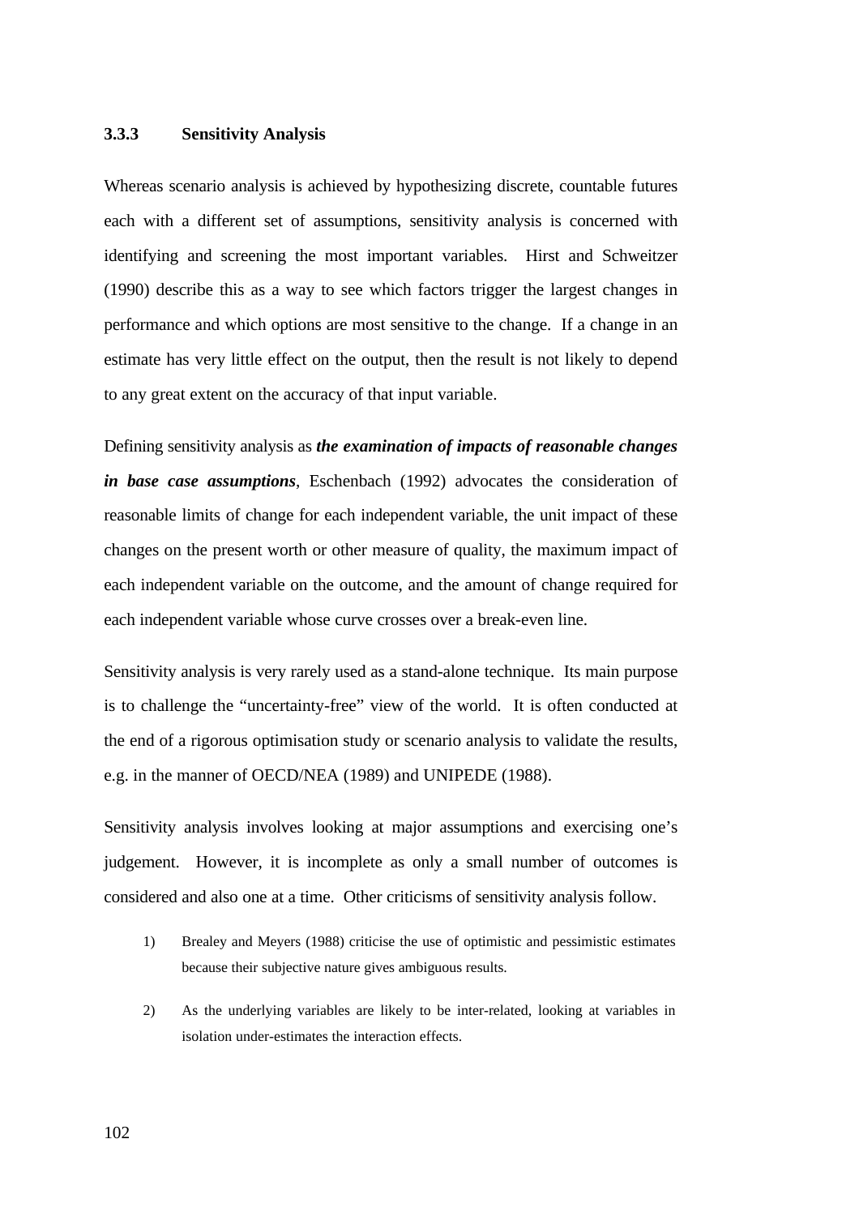### 3.3.3 Sensitivity Analysis

Whereas scenario analysis is achieved by hypothesizing discrete, countable futures each with a different set of assumptions, sensitivity analysis is concerned with identifying and screening the most important variables. Hirst and Schweitzer (1990) describe this as a way to see which factors trigger the largest changes in performance and which options are most sensitive to the change. If a change in an estimate has very little effect on the output, then the result is not likely to depend to any great extent on the accuracy of that input variable.

Defining sensitivity analysis as ***the examination of impacts of reasonable changes in base case assumptions***, Eschenbach (1992) advocates the consideration of reasonable limits of change for each independent variable, the unit impact of these changes on the present worth or other measure of quality, the maximum impact of each independent variable on the outcome, and the amount of change required for each independent variable whose curve crosses over a break-even line.

Sensitivity analysis is very rarely used as a stand-alone technique. Its main purpose is to challenge the "uncertainty-free" view of the world. It is often conducted at the end of a rigorous optimisation study or scenario analysis to validate the results, e.g. in the manner of OECD/NEA (1989) and UNIPEDE (1988).

Sensitivity analysis involves looking at major assumptions and exercising one's judgement. However, it is incomplete as only a small number of outcomes is considered and also one at a time. Other criticisms of sensitivity analysis follow.

1) Brealey and Meyers (1988) criticise the use of optimistic and pessimistic estimates because their subjective nature gives ambiguous results.

2) As the underlying variables are likely to be inter-related, looking at variables in isolation under-estimates the interaction effects.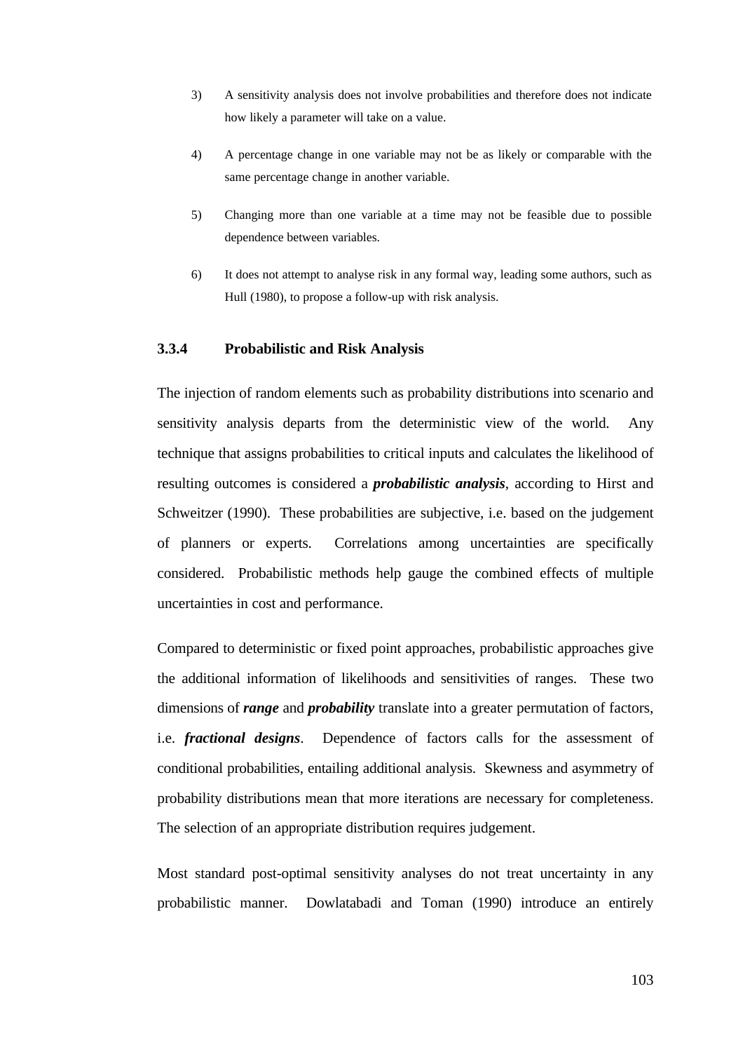3) A sensitivity analysis does not involve probabilities and therefore does not indicate how likely a parameter will take on a value.

4) A percentage change in one variable may not be as likely or comparable with the same percentage change in another variable.

5) Changing more than one variable at a time may not be feasible due to possible dependence between variables.

6) It does not attempt to analyse risk in any formal way, leading some authors, such as Hull (1980), to propose a follow-up with risk analysis.

### 3.3.4 Probabilistic and Risk Analysis

The injection of random elements such as probability distributions into scenario and sensitivity analysis departs from the deterministic view of the world. Any technique that assigns probabilities to critical inputs and calculates the likelihood of resulting outcomes is considered a ***probabilistic analysis***, according to Hirst and Schweitzer (1990). These probabilities are subjective, i.e. based on the judgement of planners or experts. Correlations among uncertainties are specifically considered. Probabilistic methods help gauge the combined effects of multiple uncertainties in cost and performance.

Compared to deterministic or fixed point approaches, probabilistic approaches give the additional information of likelihoods and sensitivities of ranges. These two dimensions of ***range*** and ***probability*** translate into a greater permutation of factors, i.e. ***fractional designs***. Dependence of factors calls for the assessment of conditional probabilities, entailing additional analysis. Skewness and asymmetry of probability distributions mean that more iterations are necessary for completeness. The selection of an appropriate distribution requires judgement.

Most standard post-optimal sensitivity analyses do not treat uncertainty in any probabilistic manner. Dowlatabadi and Toman (1990) introduce an entirely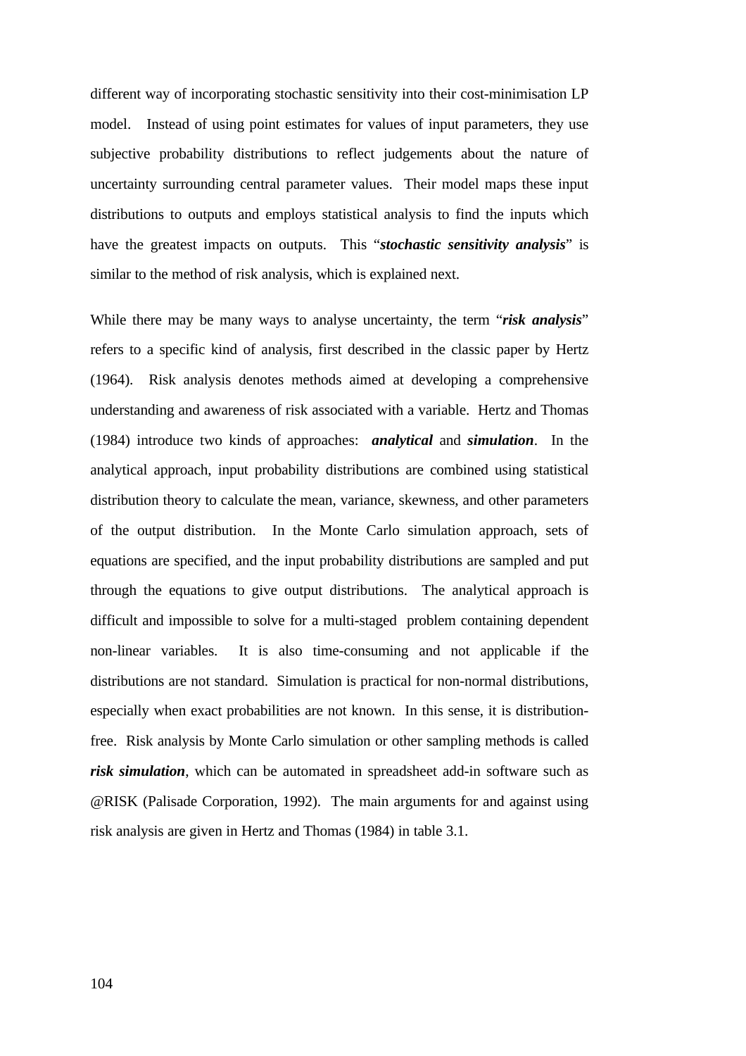different way of incorporating stochastic sensitivity into their cost-minimisation LP model. Instead of using point estimates for values of input parameters, they use subjective probability distributions to reflect judgements about the nature of uncertainty surrounding central parameter values. Their model maps these input distributions to outputs and employs statistical analysis to find the inputs which have the greatest impacts on outputs. This "***stochastic sensitivity analysis***" is similar to the method of risk analysis, which is explained next.

While there may be many ways to analyse uncertainty, the term "***risk analysis***" refers to a specific kind of analysis, first described in the classic paper by Hertz (1964). Risk analysis denotes methods aimed at developing a comprehensive understanding and awareness of risk associated with a variable. Hertz and Thomas (1984) introduce two kinds of approaches: ***analytical*** and ***simulation***. In the analytical approach, input probability distributions are combined using statistical distribution theory to calculate the mean, variance, skewness, and other parameters of the output distribution. In the Monte Carlo simulation approach, sets of equations are specified, and the input probability distributions are sampled and put through the equations to give output distributions. The analytical approach is difficult and impossible to solve for a multi-staged problem containing dependent non-linear variables. It is also time-consuming and not applicable if the distributions are not standard. Simulation is practical for non-normal distributions, especially when exact probabilities are not known. In this sense, it is distribution-free. Risk analysis by Monte Carlo simulation or other sampling methods is called ***risk simulation***, which can be automated in spreadsheet add-in software such as @RISK (Palisade Corporation, 1992). The main arguments for and against using risk analysis are given in Hertz and Thomas (1984) in table 3.1.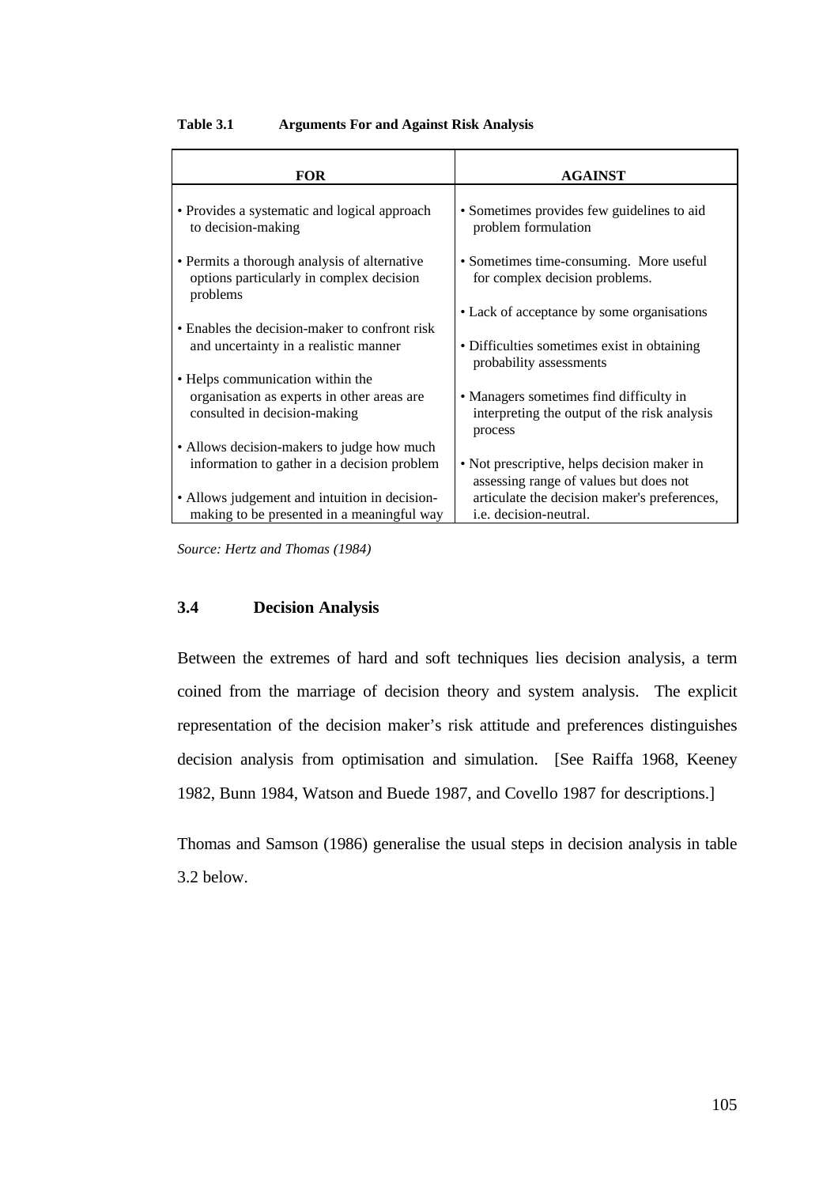**Table 3.1 Arguments For and Against Risk Analysis**

| FOR | AGAINST |
|---|---|
| • Provides a systematic and logical approach to decision-making | • Sometimes provides few guidelines to aid problem formulation |
| • Permits a thorough analysis of alternative options particularly in complex decision problems | • Sometimes time-consuming. More useful for complex decision problems. |
| • Enables the decision-maker to confront risk and uncertainty in a realistic manner | • Lack of acceptance by some organisations |
| • Helps communication within the organisation as experts in other areas are consulted in decision-making | • Difficulties sometimes exist in obtaining probability assessments |
| • Allows decision-makers to judge how much information to gather in a decision problem | • Managers sometimes find difficulty in interpreting the output of the risk analysis process |
| • Allows judgement and intuition in decision-making to be presented in a meaningful way | • Not prescriptive, helps decision maker in assessing range of values but does not articulate the decision maker's preferences, i.e. decision-neutral. |

*Source: Hertz and Thomas (1984)*

## 3.4 Decision Analysis

Between the extremes of hard and soft techniques lies decision analysis, a term coined from the marriage of decision theory and system analysis. The explicit representation of the decision maker's risk attitude and preferences distinguishes decision analysis from optimisation and simulation. [See Raiffa 1968, Keeney 1982, Bunn 1984, Watson and Buede 1987, and Covello 1987 for descriptions.]

Thomas and Samson (1986) generalise the usual steps in decision analysis in table 3.2 below.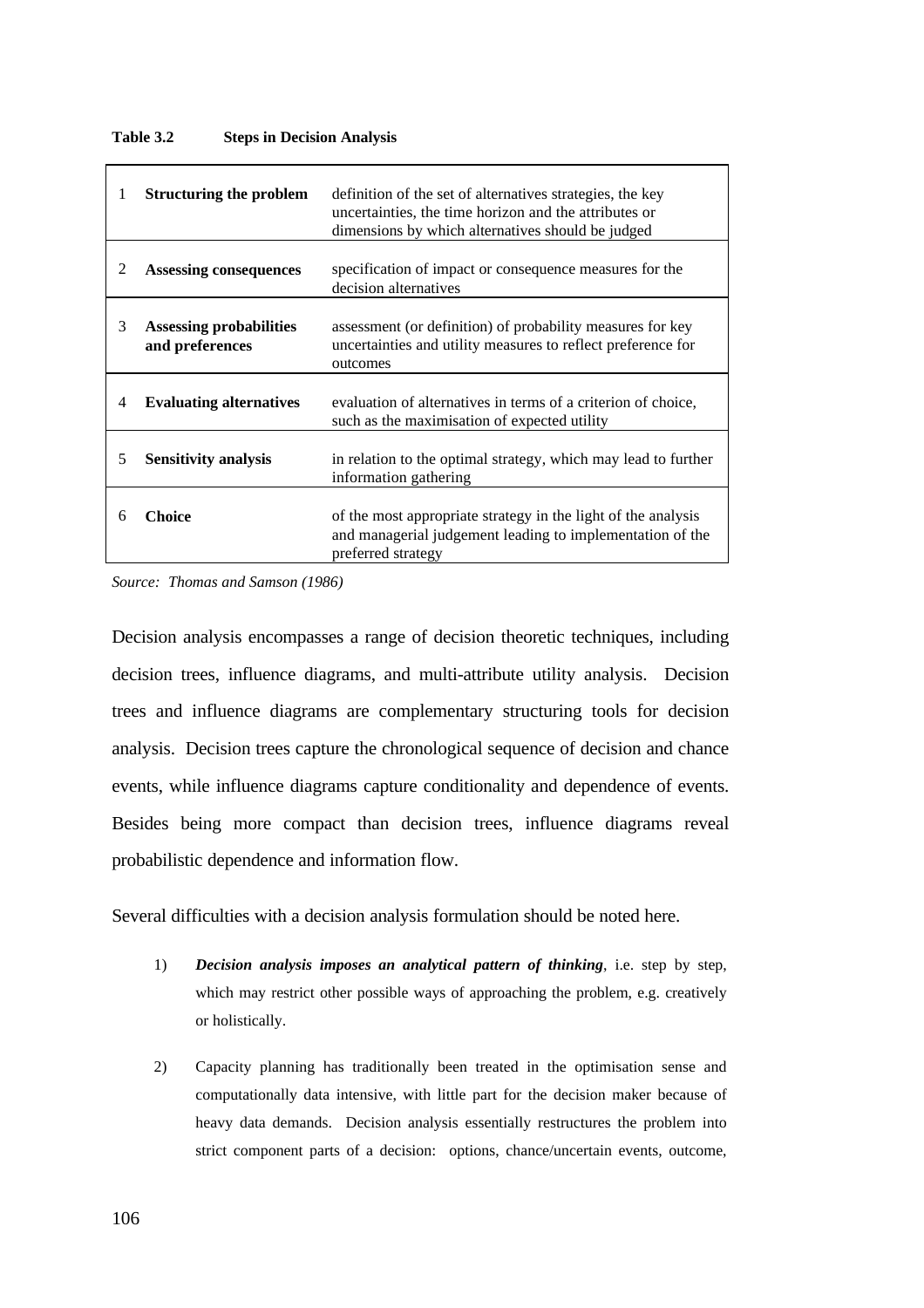**Table 3.2 Steps in Decision Analysis**

| | | |
|---|---|---|
| 1 | **Structuring the problem** | definition of the set of alternatives strategies, the key uncertainties, the time horizon and the attributes or dimensions by which alternatives should be judged |
| 2 | **Assessing consequences** | specification of impact or consequence measures for the decision alternatives |
| 3 | **Assessing probabilities and preferences** | assessment (or definition) of probability measures for key uncertainties and utility measures to reflect preference for outcomes |
| 4 | **Evaluating alternatives** | evaluation of alternatives in terms of a criterion of choice, such as the maximisation of expected utility |
| 5 | **Sensitivity analysis** | in relation to the optimal strategy, which may lead to further information gathering |
| 6 | **Choice** | of the most appropriate strategy in the light of the analysis and managerial judgement leading to implementation of the preferred strategy |

*Source: Thomas and Samson (1986)*

Decision analysis encompasses a range of decision theoretic techniques, including decision trees, influence diagrams, and multi-attribute utility analysis. Decision trees and influence diagrams are complementary structuring tools for decision analysis. Decision trees capture the chronological sequence of decision and chance events, while influence diagrams capture conditionality and dependence of events. Besides being more compact than decision trees, influence diagrams reveal probabilistic dependence and information flow.

Several difficulties with a decision analysis formulation should be noted here.

1) ***Decision analysis imposes an analytical pattern of thinking***, i.e. step by step, which may restrict other possible ways of approaching the problem, e.g. creatively or holistically.

2) Capacity planning has traditionally been treated in the optimisation sense and computationally data intensive, with little part for the decision maker because of heavy data demands. Decision analysis essentially restructures the problem into strict component parts of a decision: options, chance/uncertain events, outcome,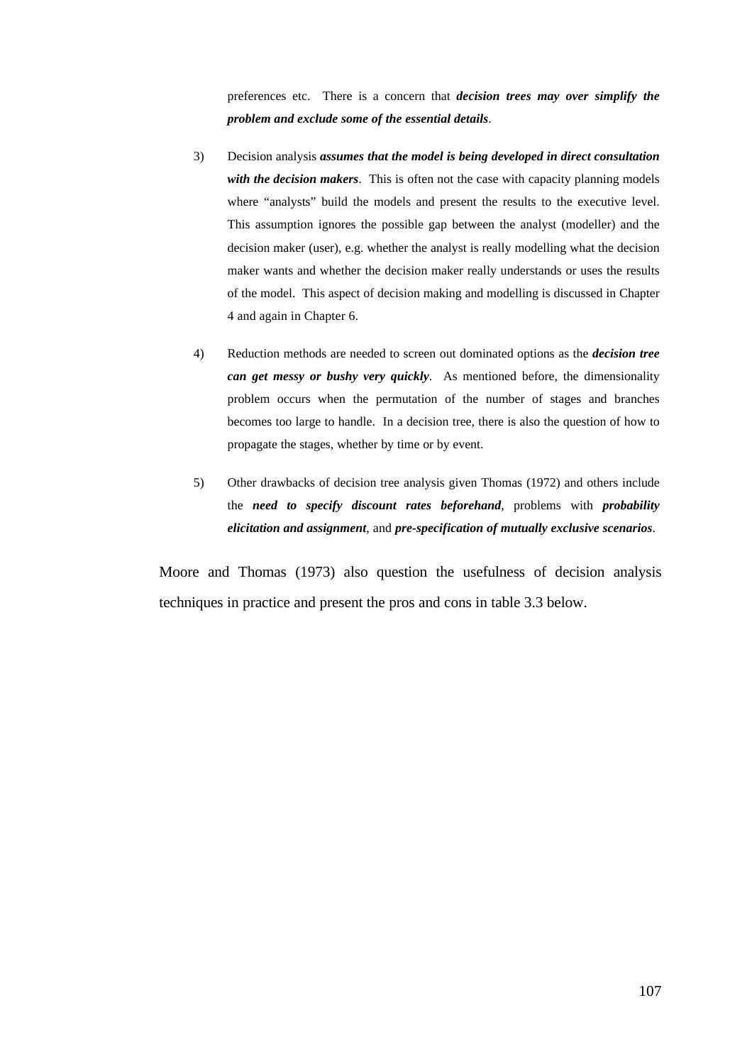preferences etc. There is a concern that ***decision trees may over simplify the problem and exclude some of the essential details***.

3) Decision analysis ***assumes that the model is being developed in direct consultation with the decision makers***. This is often not the case with capacity planning models where "analysts" build the models and present the results to the executive level. This assumption ignores the possible gap between the analyst (modeller) and the decision maker (user), e.g. whether the analyst is really modelling what the decision maker wants and whether the decision maker really understands or uses the results of the model. This aspect of decision making and modelling is discussed in Chapter 4 and again in Chapter 6.

4) Reduction methods are needed to screen out dominated options as the ***decision tree can get messy or bushy very quickly***. As mentioned before, the dimensionality problem occurs when the permutation of the number of stages and branches becomes too large to handle. In a decision tree, there is also the question of how to propagate the stages, whether by time or by event.

5) Other drawbacks of decision tree analysis given Thomas (1972) and others include the ***need to specify discount rates beforehand***, problems with ***probability elicitation and assignment***, and ***pre-specification of mutually exclusive scenarios***.

Moore and Thomas (1973) also question the usefulness of decision analysis techniques in practice and present the pros and cons in table 3.3 below.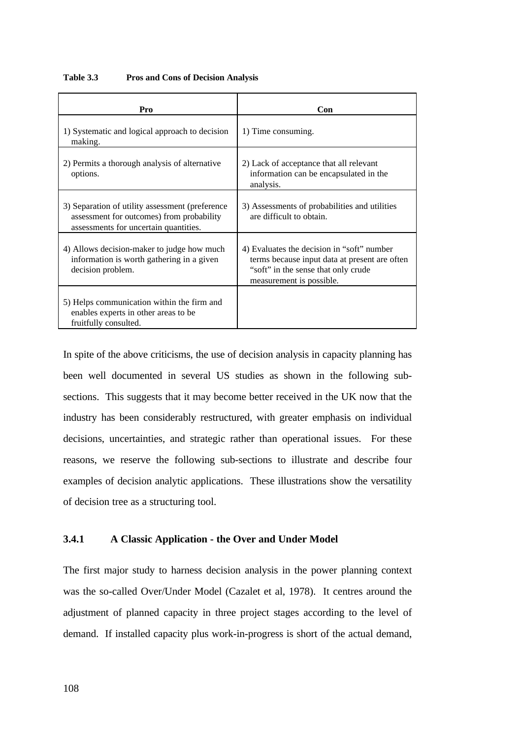**Table 3.3 Pros and Cons of Decision Analysis**

| Pro | Con |
|---|---|
| 1) Systematic and logical approach to decision making. | 1) Time consuming. |
| 2) Permits a thorough analysis of alternative options. | 2) Lack of acceptance that all relevant information can be encapsulated in the analysis. |
| 3) Separation of utility assessment (preference assessment for outcomes) from probability assessments for uncertain quantities. | 3) Assessments of probabilities and utilities are difficult to obtain. |
| 4) Allows decision-maker to judge how much information is worth gathering in a given decision problem. | 4) Evaluates the decision in "soft" number terms because input data at present are often "soft" in the sense that only crude measurement is possible. |
| 5) Helps communication within the firm and enables experts in other areas to be fruitfully consulted. | |

In spite of the above criticisms, the use of decision analysis in capacity planning has been well documented in several US studies as shown in the following sub-sections. This suggests that it may become better received in the UK now that the industry has been considerably restructured, with greater emphasis on individual decisions, uncertainties, and strategic rather than operational issues. For these reasons, we reserve the following sub-sections to illustrate and describe four examples of decision analytic applications. These illustrations show the versatility of decision tree as a structuring tool.

### 3.4.1 A Classic Application - the Over and Under Model

The first major study to harness decision analysis in the power planning context was the so-called Over/Under Model (Cazalet et al, 1978). It centres around the adjustment of planned capacity in three project stages according to the level of demand. If installed capacity plus work-in-progress is short of the actual demand,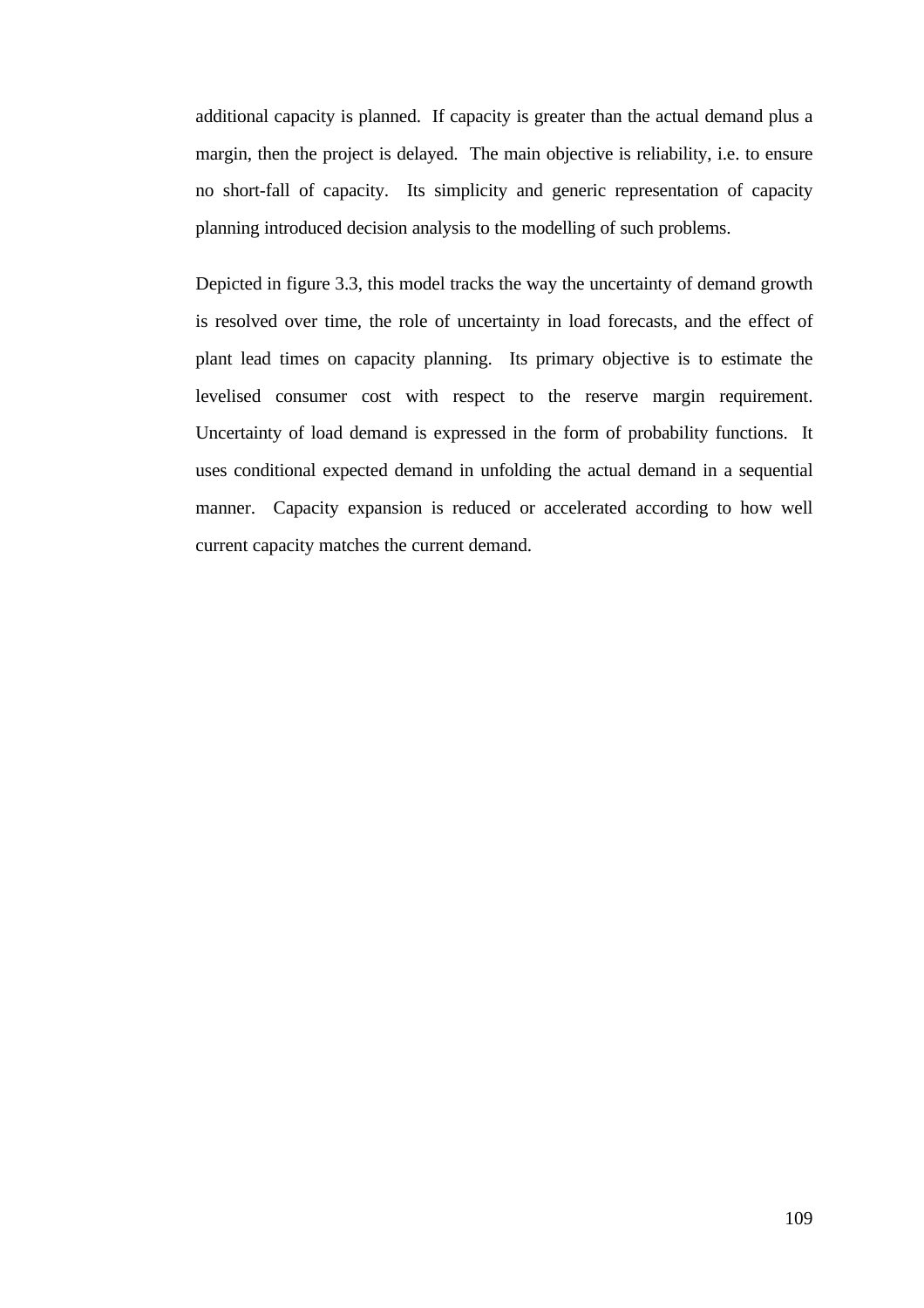additional capacity is planned. If capacity is greater than the actual demand plus a margin, then the project is delayed. The main objective is reliability, i.e. to ensure no short-fall of capacity. Its simplicity and generic representation of capacity planning introduced decision analysis to the modelling of such problems.

Depicted in figure 3.3, this model tracks the way the uncertainty of demand growth is resolved over time, the role of uncertainty in load forecasts, and the effect of plant lead times on capacity planning. Its primary objective is to estimate the levelised consumer cost with respect to the reserve margin requirement. Uncertainty of load demand is expressed in the form of probability functions. It uses conditional expected demand in unfolding the actual demand in a sequential manner. Capacity expansion is reduced or accelerated according to how well current capacity matches the current demand.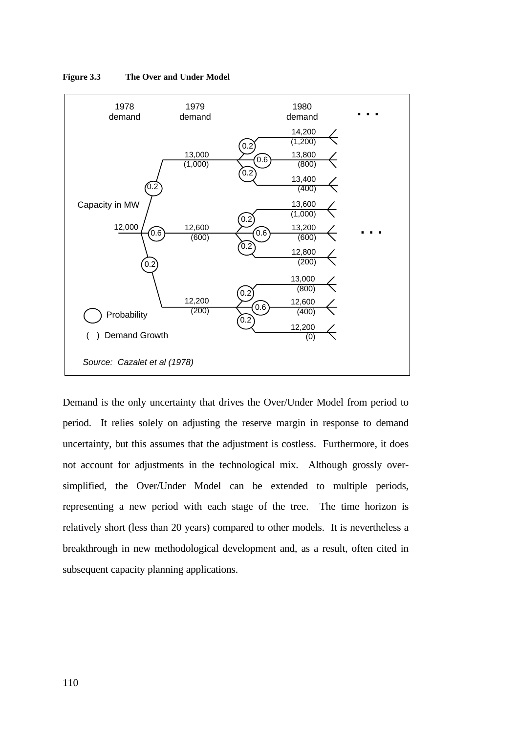**Figure 3.3 The Over and Under Model**

Demand is the only uncertainty that drives the Over/Under Model from period to period. It relies solely on adjusting the reserve margin in response to demand uncertainty, but this assumes that the adjustment is costless. Furthermore, it does not account for adjustments in the technological mix. Although grossly over-simplified, the Over/Under Model can be extended to multiple periods, representing a new period with each stage of the tree. The time horizon is relatively short (less than 20 years) compared to other models. It is nevertheless a breakthrough in new methodological development and, as a result, often cited in subsequent capacity planning applications.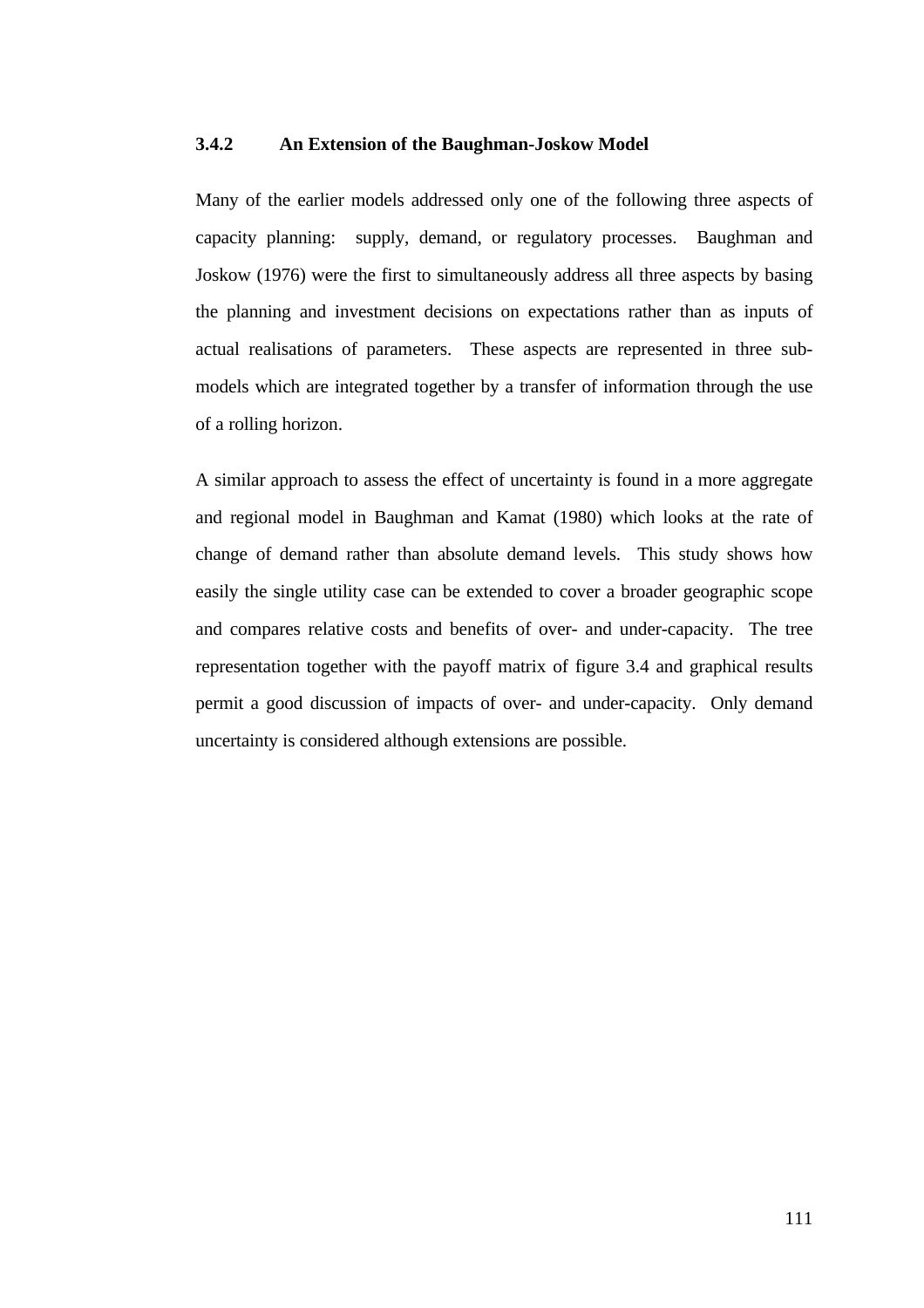### 3.4.2 An Extension of the Baughman-Joskow Model

Many of the earlier models addressed only one of the following three aspects of capacity planning: supply, demand, or regulatory processes. Baughman and Joskow (1976) were the first to simultaneously address all three aspects by basing the planning and investment decisions on expectations rather than as inputs of actual realisations of parameters. These aspects are represented in three sub-models which are integrated together by a transfer of information through the use of a rolling horizon.

A similar approach to assess the effect of uncertainty is found in a more aggregate and regional model in Baughman and Kamat (1980) which looks at the rate of change of demand rather than absolute demand levels. This study shows how easily the single utility case can be extended to cover a broader geographic scope and compares relative costs and benefits of over- and under-capacity. The tree representation together with the payoff matrix of figure 3.4 and graphical results permit a good discussion of impacts of over- and under-capacity. Only demand uncertainty is considered although extensions are possible.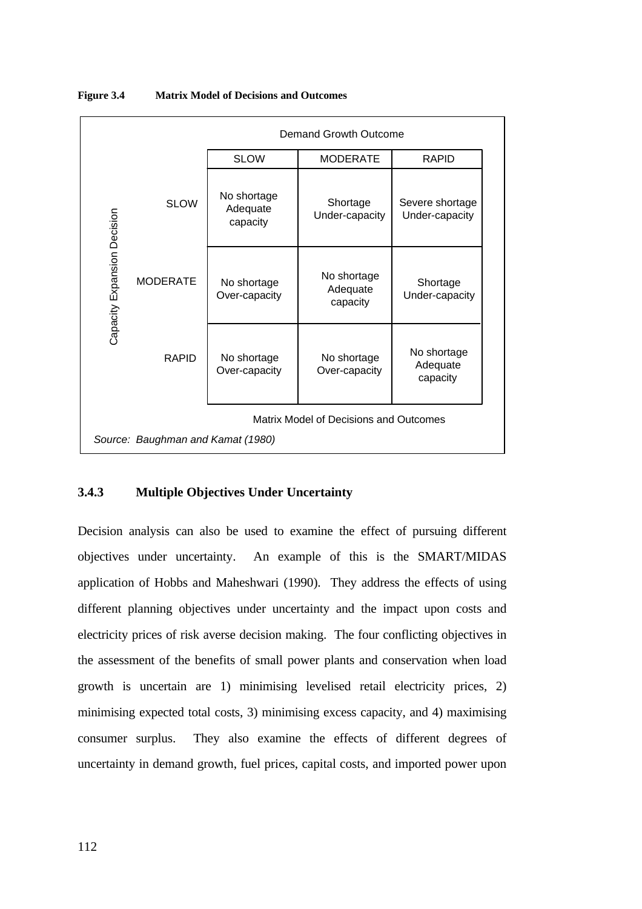**Figure 3.4 Matrix Model of Decisions and Outcomes**

| Capacity Expansion Decision | Demand Growth Outcome: SLOW | MODERATE | RAPID |
|---|---|---|---|
| SLOW | No shortage Adequate capacity | Shortage Under-capacity | Severe shortage Under-capacity |
| MODERATE | No shortage Over-capacity | No shortage Adequate capacity | Shortage Under-capacity |
| RAPID | No shortage Over-capacity | No shortage Over-capacity | No shortage Adequate capacity |

Matrix Model of Decisions and Outcomes

*Source: Baughman and Kamat (1980)*

### 3.4.3 Multiple Objectives Under Uncertainty

Decision analysis can also be used to examine the effect of pursuing different objectives under uncertainty. An example of this is the SMART/MIDAS application of Hobbs and Maheshwari (1990). They address the effects of using different planning objectives under uncertainty and the impact upon costs and electricity prices of risk averse decision making. The four conflicting objectives in the assessment of the benefits of small power plants and conservation when load growth is uncertain are 1) minimising levelised retail electricity prices, 2) minimising expected total costs, 3) minimising excess capacity, and 4) maximising consumer surplus. They also examine the effects of different degrees of uncertainty in demand growth, fuel prices, capital costs, and imported power upon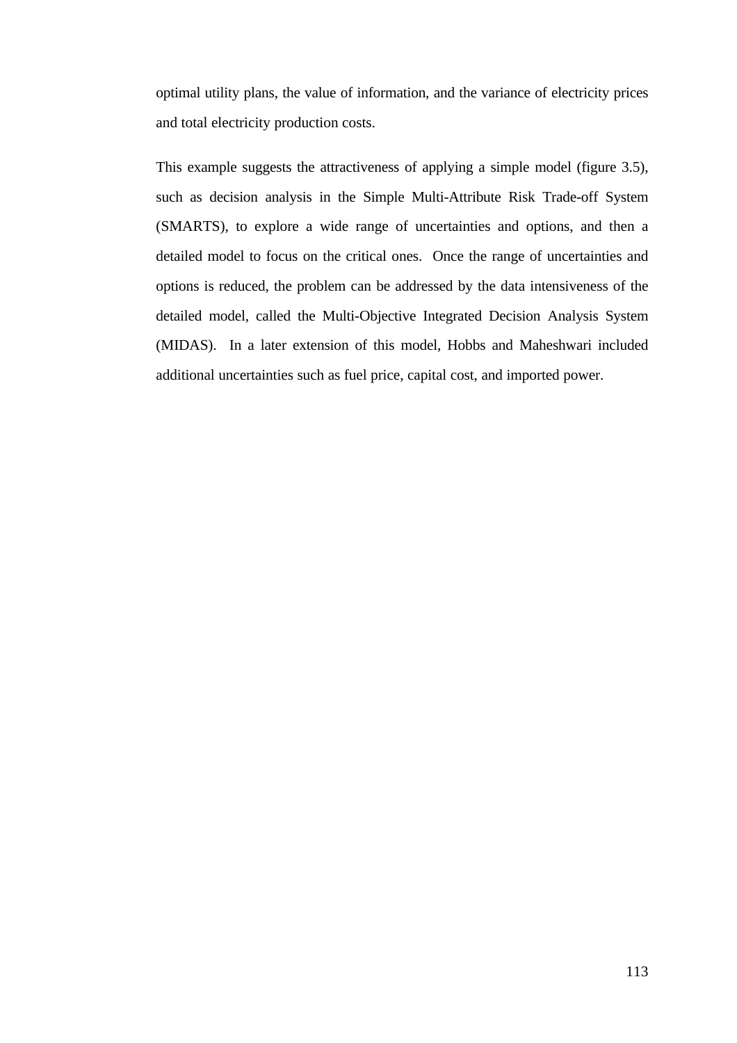optimal utility plans, the value of information, and the variance of electricity prices and total electricity production costs.

This example suggests the attractiveness of applying a simple model (figure 3.5), such as decision analysis in the Simple Multi-Attribute Risk Trade-off System (SMARTS), to explore a wide range of uncertainties and options, and then a detailed model to focus on the critical ones. Once the range of uncertainties and options is reduced, the problem can be addressed by the data intensiveness of the detailed model, called the Multi-Objective Integrated Decision Analysis System (MIDAS). In a later extension of this model, Hobbs and Maheshwari included additional uncertainties such as fuel price, capital cost, and imported power.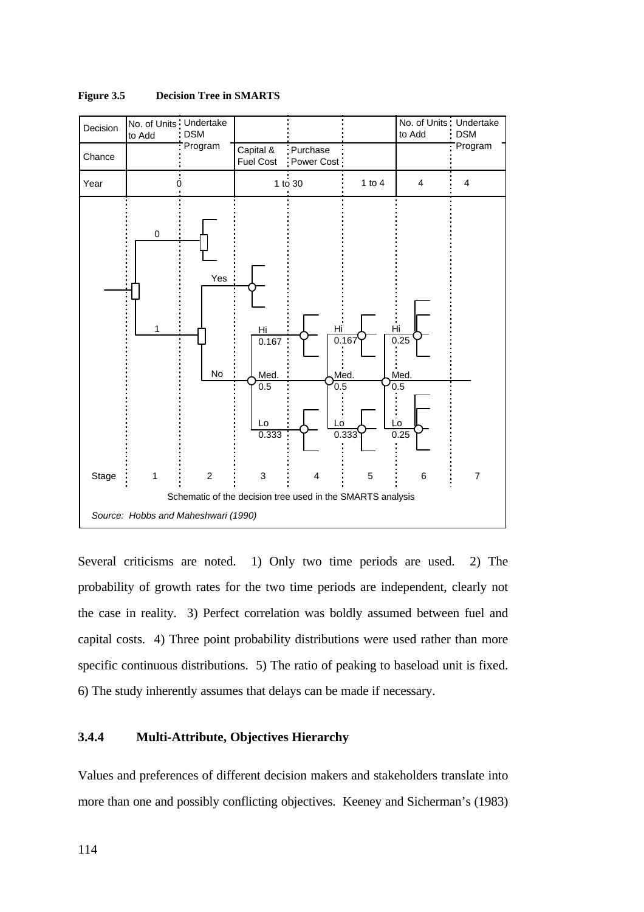**Figure 3.5 Decision Tree in SMARTS**

| Decision | No. of Units to Add | Undertake DSM Program | | | | No. of Units to Add | Undertake DSM Program |
|---|---|---|---|---|---|---|---|
| Chance | | | Capital & Fuel Cost | Purchase Power Cost | | | |
| Year | 0 | | 1 to 30 | | 1 to 4 | 4 | 4 |
| Stage | 1 | 2 | 3 | 4 | 5 | 6 | 7 |

Schematic of the decision tree used in the SMARTS analysis

*Source: Hobbs and Maheshwari (1990)*

Several criticisms are noted. 1) Only two time periods are used. 2) The probability of growth rates for the two time periods are independent, clearly not the case in reality. 3) Perfect correlation was boldly assumed between fuel and capital costs. 4) Three point probability distributions were used rather than more specific continuous distributions. 5) The ratio of peaking to baseload unit is fixed. 6) The study inherently assumes that delays can be made if necessary.

### 3.4.4 Multi-Attribute, Objectives Hierarchy

Values and preferences of different decision makers and stakeholders translate into more than one and possibly conflicting objectives. Keeney and Sicherman's (1983)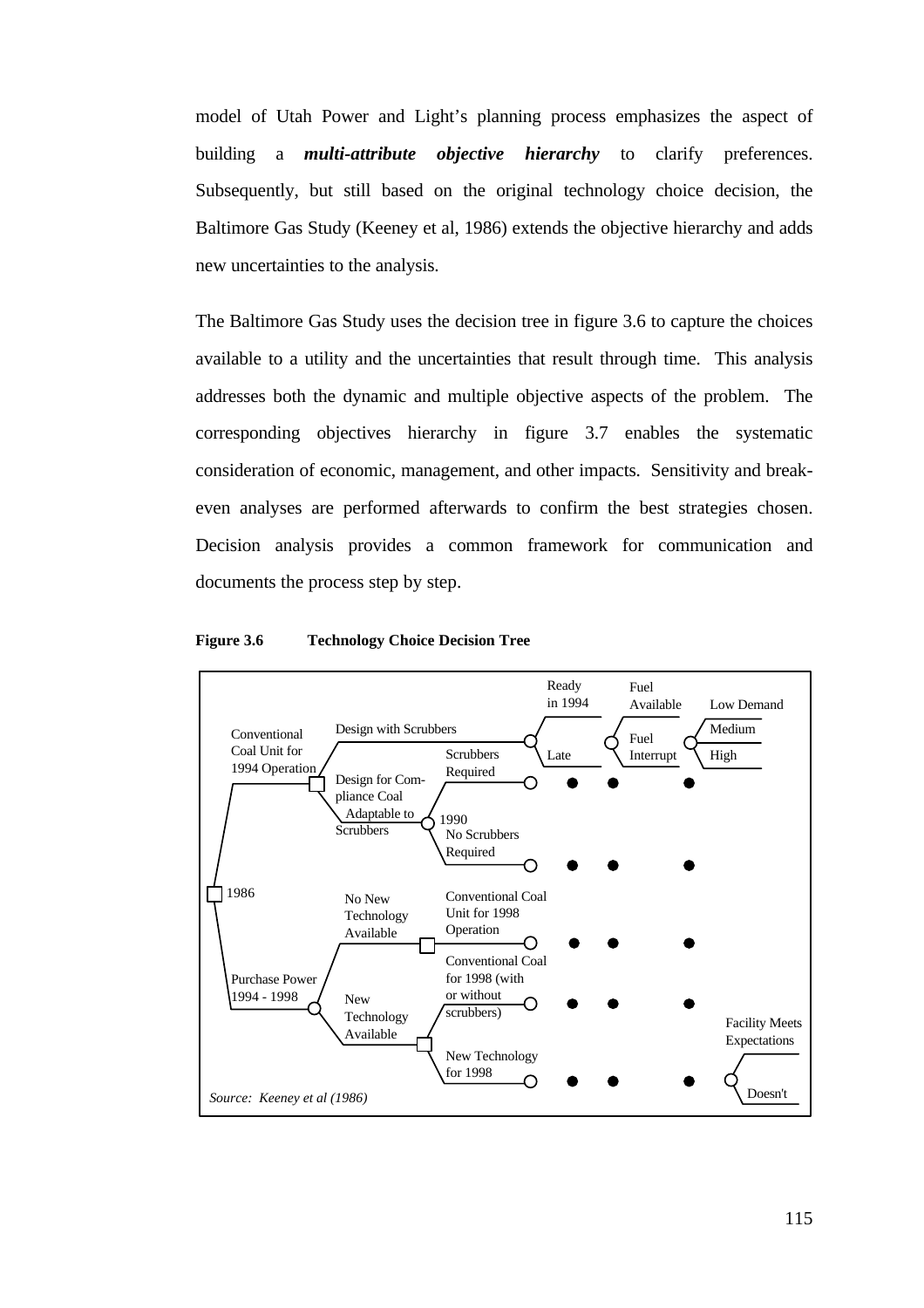model of Utah Power and Light's planning process emphasizes the aspect of building a ***multi-attribute objective hierarchy*** to clarify preferences. Subsequently, but still based on the original technology choice decision, the Baltimore Gas Study (Keeney et al, 1986) extends the objective hierarchy and adds new uncertainties to the analysis.

The Baltimore Gas Study uses the decision tree in figure 3.6 to capture the choices available to a utility and the uncertainties that result through time. This analysis addresses both the dynamic and multiple objective aspects of the problem. The corresponding objectives hierarchy in figure 3.7 enables the systematic consideration of economic, management, and other impacts. Sensitivity and break-even analyses are performed afterwards to confirm the best strategies chosen. Decision analysis provides a common framework for communication and documents the process step by step.

**Figure 3.6 Technology Choice Decision Tree**

1986

- Conventional Coal Unit for 1994 Operation
  - Design with Scrubbers → Ready in 1994 / Late → Fuel Available / Fuel Interrupt → Low Demand / Medium / High
  - Design for Compliance Coal Adaptable to Scrubbers → 1990
    - Scrubbers Required
    - No Scrubbers Required
- Purchase Power 1994 - 1998
  - No New Technology Available → Conventional Coal Unit for 1998 Operation
  - New Technology Available
    - Conventional Coal for 1998 (with or without scrubbers)
    - New Technology for 1998 → Facility Meets Expectations / Doesn't

*Source: Keeney et al (1986)*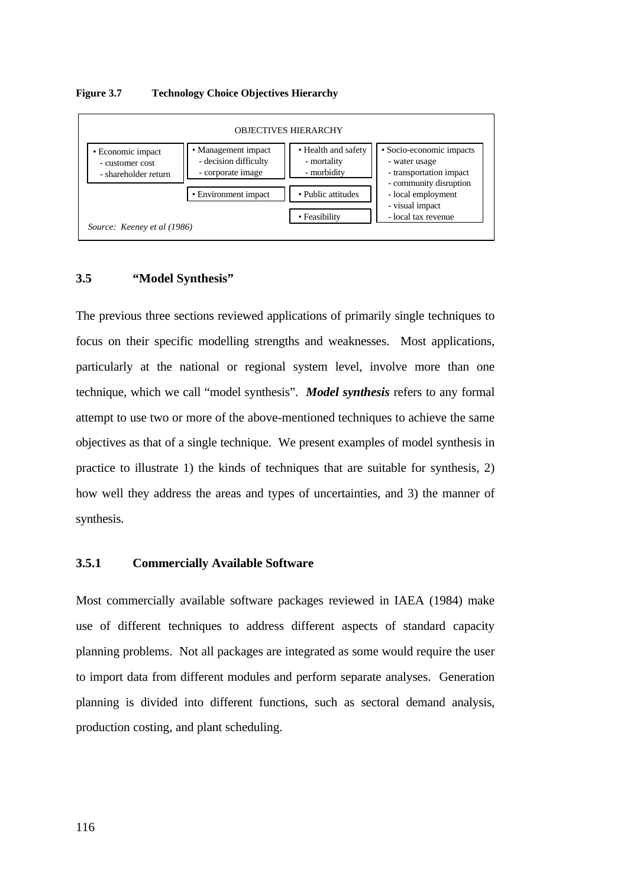**Figure 3.7 Technology Choice Objectives Hierarchy**

OBJECTIVES HIERARCHY

| | | | |
|---|---|---|---|
| • Economic impact<br>- customer cost<br>- shareholder return | • Management impact<br>- decision difficulty<br>- corporate image | • Health and safety<br>- mortality<br>- morbidity | • Socio-economic impacts<br>- water usage<br>- transportation impact<br>- community disruption<br>- local employment<br>- visual impact<br>- local tax revenue |
| | • Environment impact | • Public attitudes | |
| | | • Feasibility | |

*Source: Keeney et al (1986)*

### 3.5 "Model Synthesis"

The previous three sections reviewed applications of primarily single techniques to focus on their specific modelling strengths and weaknesses. Most applications, particularly at the national or regional system level, involve more than one technique, which we call "model synthesis". ***Model synthesis*** refers to any formal attempt to use two or more of the above-mentioned techniques to achieve the same objectives as that of a single technique. We present examples of model synthesis in practice to illustrate 1) the kinds of techniques that are suitable for synthesis, 2) how well they address the areas and types of uncertainties, and 3) the manner of synthesis.

#### 3.5.1 Commercially Available Software

Most commercially available software packages reviewed in IAEA (1984) make use of different techniques to address different aspects of standard capacity planning problems. Not all packages are integrated as some would require the user to import data from different modules and perform separate analyses. Generation planning is divided into different functions, such as sectoral demand analysis, production costing, and plant scheduling.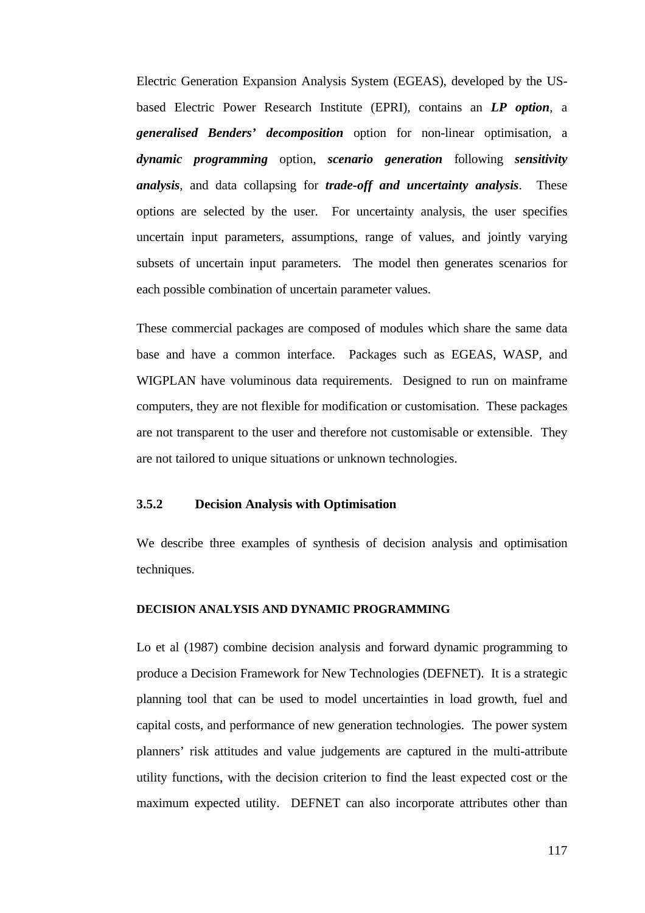Electric Generation Expansion Analysis System (EGEAS), developed by the US-based Electric Power Research Institute (EPRI), contains an ***LP option***, a ***generalised Benders' decomposition*** option for non-linear optimisation, a ***dynamic programming*** option, ***scenario generation*** following ***sensitivity analysis***, and data collapsing for ***trade-off and uncertainty analysis***. These options are selected by the user. For uncertainty analysis, the user specifies uncertain input parameters, assumptions, range of values, and jointly varying subsets of uncertain input parameters. The model then generates scenarios for each possible combination of uncertain parameter values.

These commercial packages are composed of modules which share the same data base and have a common interface. Packages such as EGEAS, WASP, and WIGPLAN have voluminous data requirements. Designed to run on mainframe computers, they are not flexible for modification or customisation. These packages are not transparent to the user and therefore not customisable or extensible. They are not tailored to unique situations or unknown technologies.

### 3.5.2 Decision Analysis with Optimisation

We describe three examples of synthesis of decision analysis and optimisation techniques.

#### DECISION ANALYSIS AND DYNAMIC PROGRAMMING

Lo et al (1987) combine decision analysis and forward dynamic programming to produce a Decision Framework for New Technologies (DEFNET). It is a strategic planning tool that can be used to model uncertainties in load growth, fuel and capital costs, and performance of new generation technologies. The power system planners' risk attitudes and value judgements are captured in the multi-attribute utility functions, with the decision criterion to find the least expected cost or the maximum expected utility. DEFNET can also incorporate attributes other than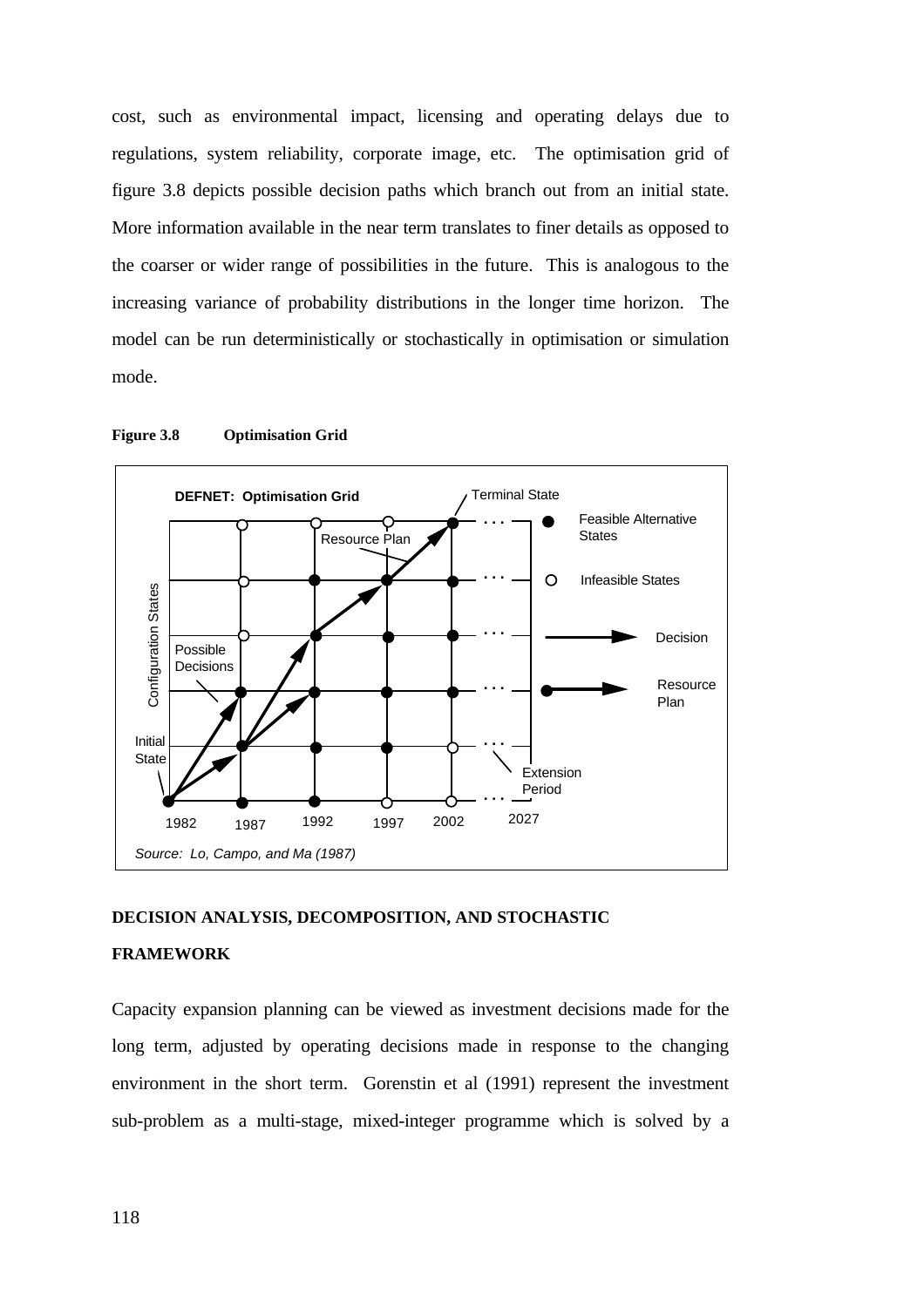cost, such as environmental impact, licensing and operating delays due to regulations, system reliability, corporate image, etc. The optimisation grid of figure 3.8 depicts possible decision paths which branch out from an initial state. More information available in the near term translates to finer details as opposed to the coarser or wider range of possibilities in the future. This is analogous to the increasing variance of probability distributions in the longer time horizon. The model can be run deterministically or stochastically in optimisation or simulation mode.

**Figure 3.8 Optimisation Grid**

DEFNET: Optimisation Grid

Source: Lo, Campo, and Ma (1987)

**DECISION ANALYSIS, DECOMPOSITION, AND STOCHASTIC FRAMEWORK**

Capacity expansion planning can be viewed as investment decisions made for the long term, adjusted by operating decisions made in response to the changing environment in the short term. Gorenstin et al (1991) represent the investment sub-problem as a multi-stage, mixed-integer programme which is solved by a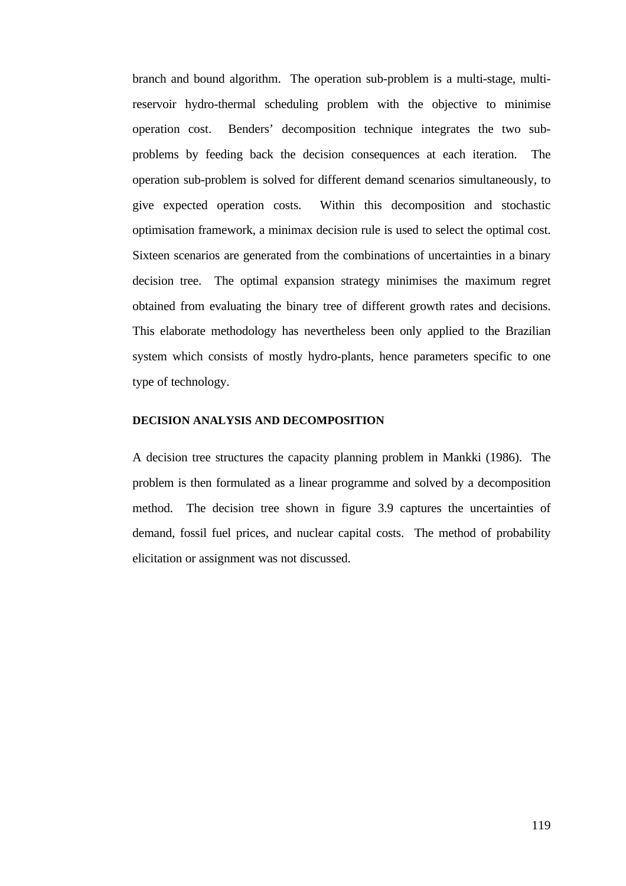branch and bound algorithm. The operation sub-problem is a multi-stage, multi-reservoir hydro-thermal scheduling problem with the objective to minimise operation cost. Benders' decomposition technique integrates the two sub-problems by feeding back the decision consequences at each iteration. The operation sub-problem is solved for different demand scenarios simultaneously, to give expected operation costs. Within this decomposition and stochastic optimisation framework, a minimax decision rule is used to select the optimal cost. Sixteen scenarios are generated from the combinations of uncertainties in a binary decision tree. The optimal expansion strategy minimises the maximum regret obtained from evaluating the binary tree of different growth rates and decisions. This elaborate methodology has nevertheless been only applied to the Brazilian system which consists of mostly hydro-plants, hence parameters specific to one type of technology.

#### DECISION ANALYSIS AND DECOMPOSITION

A decision tree structures the capacity planning problem in Mankki (1986). The problem is then formulated as a linear programme and solved by a decomposition method. The decision tree shown in figure 3.9 captures the uncertainties of demand, fossil fuel prices, and nuclear capital costs. The method of probability elicitation or assignment was not discussed.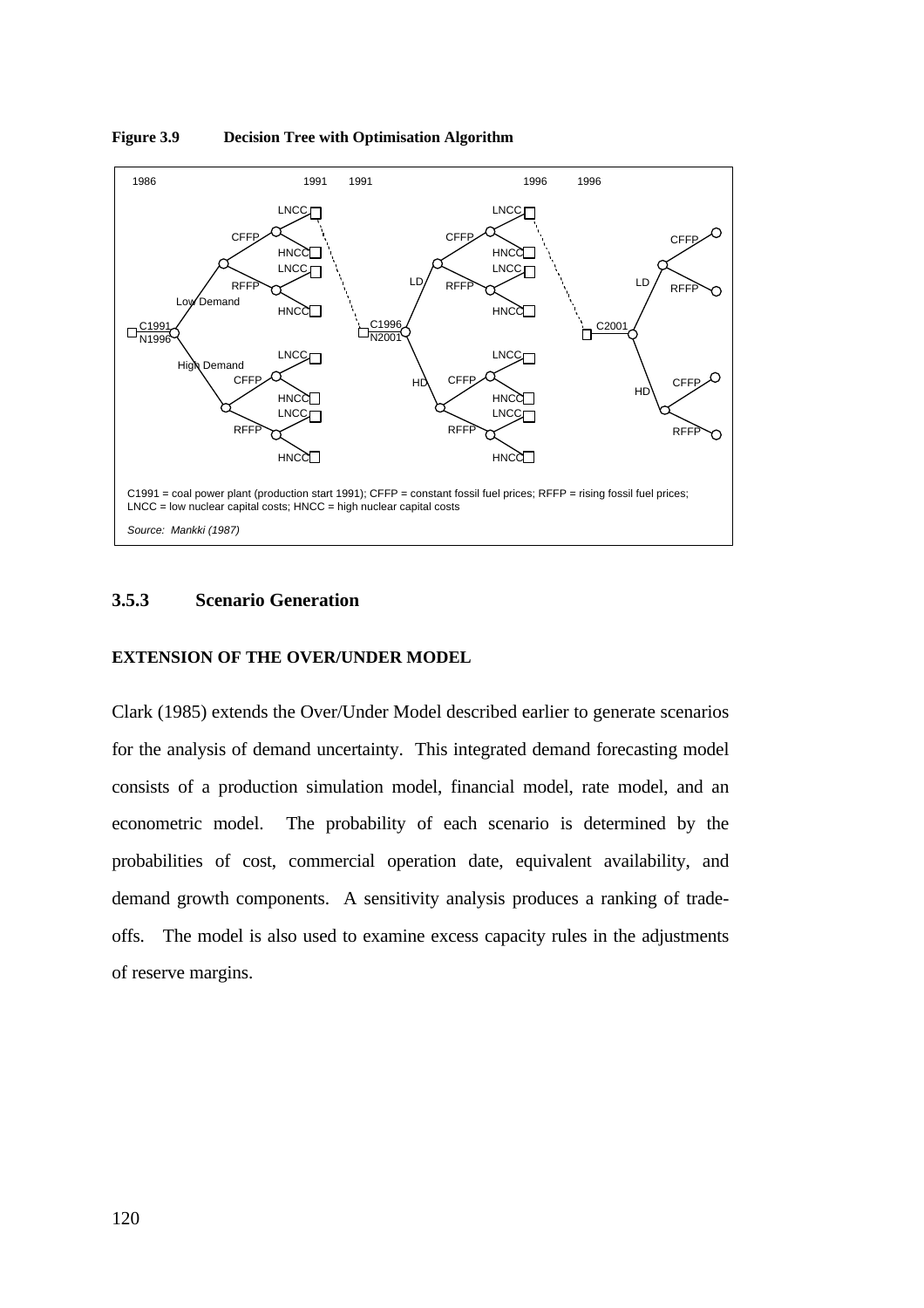**Figure 3.9 Decision Tree with Optimisation Algorithm**

C1991 = coal power plant (production start 1991); CFFP = constant fossil fuel prices; RFFP = rising fossil fuel prices; LNCC = low nuclear capital costs; HNCC = high nuclear capital costs

*Source: Mankki (1987)*

### 3.5.3 Scenario Generation

**EXTENSION OF THE OVER/UNDER MODEL**

Clark (1985) extends the Over/Under Model described earlier to generate scenarios for the analysis of demand uncertainty. This integrated demand forecasting model consists of a production simulation model, financial model, rate model, and an econometric model. The probability of each scenario is determined by the probabilities of cost, commercial operation date, equivalent availability, and demand growth components. A sensitivity analysis produces a ranking of trade-offs. The model is also used to examine excess capacity rules in the adjustments of reserve margins.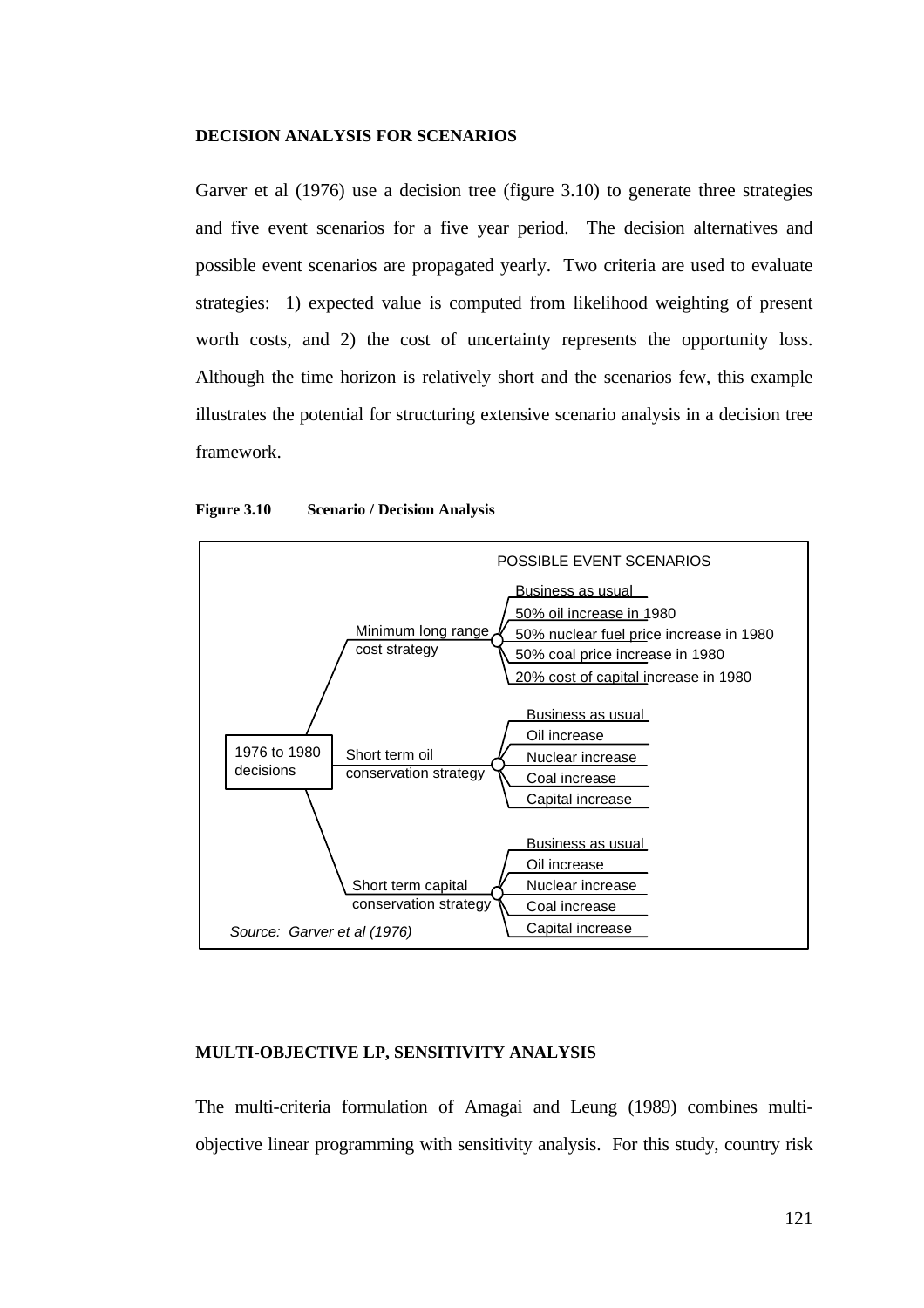**DECISION ANALYSIS FOR SCENARIOS**

Garver et al (1976) use a decision tree (figure 3.10) to generate three strategies and five event scenarios for a five year period. The decision alternatives and possible event scenarios are propagated yearly. Two criteria are used to evaluate strategies: 1) expected value is computed from likelihood weighting of present worth costs, and 2) the cost of uncertainty represents the opportunity loss. Although the time horizon is relatively short and the scenarios few, this example illustrates the potential for structuring extensive scenario analysis in a decision tree framework.

**Figure 3.10 Scenario / Decision Analysis**

POSSIBLE EVENT SCENARIOS

- 1976 to 1980 decisions
  - Minimum long range cost strategy
    - Business as usual
    - 50% oil increase in 1980
    - 50% nuclear fuel price increase in 1980
    - 50% coal price increase in 1980
    - 20% cost of capital increase in 1980
  - Short term oil conservation strategy
    - Business as usual
    - Oil increase
    - Nuclear increase
    - Coal increase
    - Capital increase
  - Short term capital conservation strategy
    - Business as usual
    - Oil increase
    - Nuclear increase
    - Coal increase
    - Capital increase

*Source: Garver et al (1976)*

**MULTI-OBJECTIVE LP, SENSITIVITY ANALYSIS**

The multi-criteria formulation of Amagai and Leung (1989) combines multi-objective linear programming with sensitivity analysis. For this study, country risk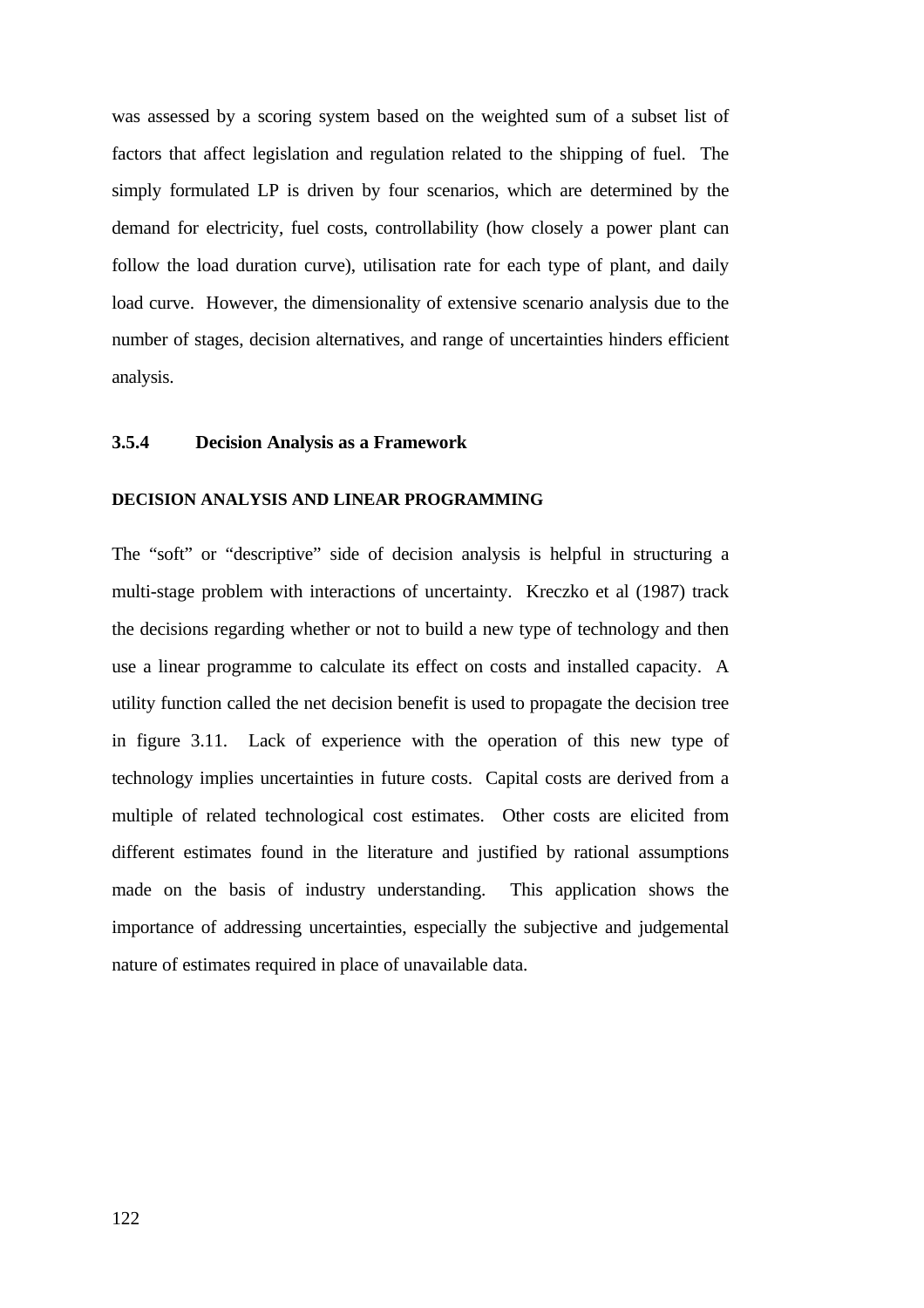was assessed by a scoring system based on the weighted sum of a subset list of factors that affect legislation and regulation related to the shipping of fuel. The simply formulated LP is driven by four scenarios, which are determined by the demand for electricity, fuel costs, controllability (how closely a power plant can follow the load duration curve), utilisation rate for each type of plant, and daily load curve. However, the dimensionality of extensive scenario analysis due to the number of stages, decision alternatives, and range of uncertainties hinders efficient analysis.

### 3.5.4 Decision Analysis as a Framework

#### DECISION ANALYSIS AND LINEAR PROGRAMMING

The "soft" or "descriptive" side of decision analysis is helpful in structuring a multi-stage problem with interactions of uncertainty. Kreczko et al (1987) track the decisions regarding whether or not to build a new type of technology and then use a linear programme to calculate its effect on costs and installed capacity. A utility function called the net decision benefit is used to propagate the decision tree in figure 3.11. Lack of experience with the operation of this new type of technology implies uncertainties in future costs. Capital costs are derived from a multiple of related technological cost estimates. Other costs are elicited from different estimates found in the literature and justified by rational assumptions made on the basis of industry understanding. This application shows the importance of addressing uncertainties, especially the subjective and judgemental nature of estimates required in place of unavailable data.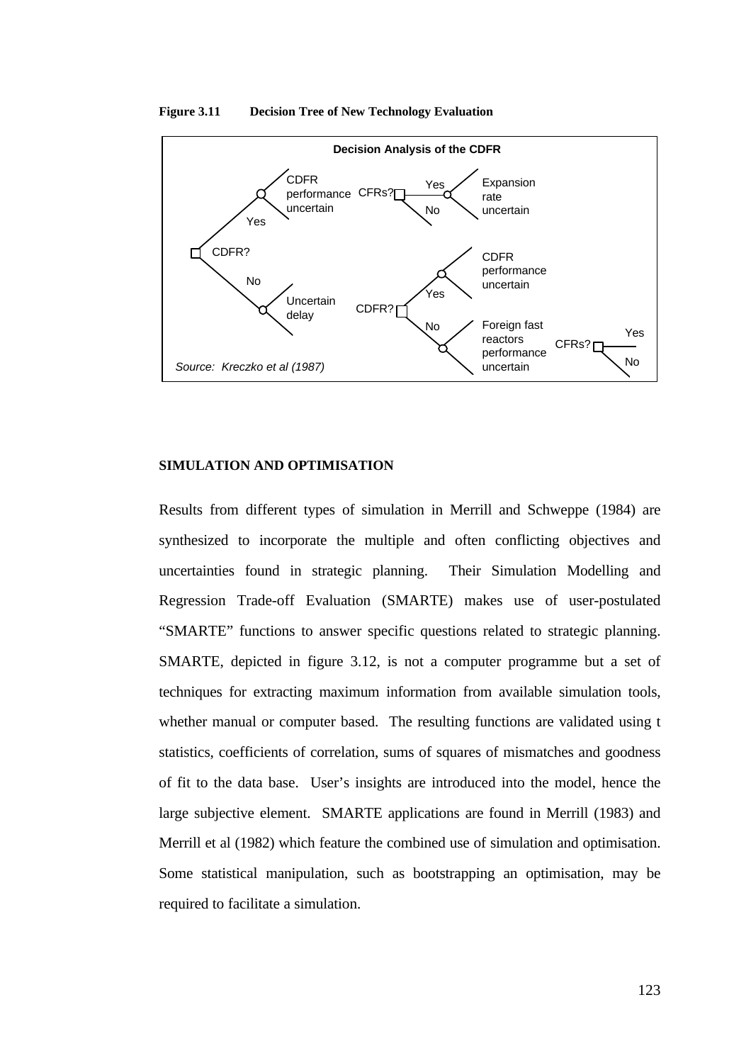**Figure 3.11 Decision Tree of New Technology Evaluation**

Decision Analysis of the CDFR

CDFR? — Yes — CDFR performance uncertain — CFRs? — Yes / No — Expansion rate uncertain

CDFR? — No — Uncertain delay — CDFR? — Yes — CDFR performance uncertain; No — Foreign fast reactors performance uncertain — CFRs? — Yes / No

*Source: Kreczko et al (1987)*

**SIMULATION AND OPTIMISATION**

Results from different types of simulation in Merrill and Schweppe (1984) are synthesized to incorporate the multiple and often conflicting objectives and uncertainties found in strategic planning. Their Simulation Modelling and Regression Trade-off Evaluation (SMARTE) makes use of user-postulated "SMARTE" functions to answer specific questions related to strategic planning. SMARTE, depicted in figure 3.12, is not a computer programme but a set of techniques for extracting maximum information from available simulation tools, whether manual or computer based. The resulting functions are validated using t statistics, coefficients of correlation, sums of squares of mismatches and goodness of fit to the data base. User's insights are introduced into the model, hence the large subjective element. SMARTE applications are found in Merrill (1983) and Merrill et al (1982) which feature the combined use of simulation and optimisation. Some statistical manipulation, such as bootstrapping an optimisation, may be required to facilitate a simulation.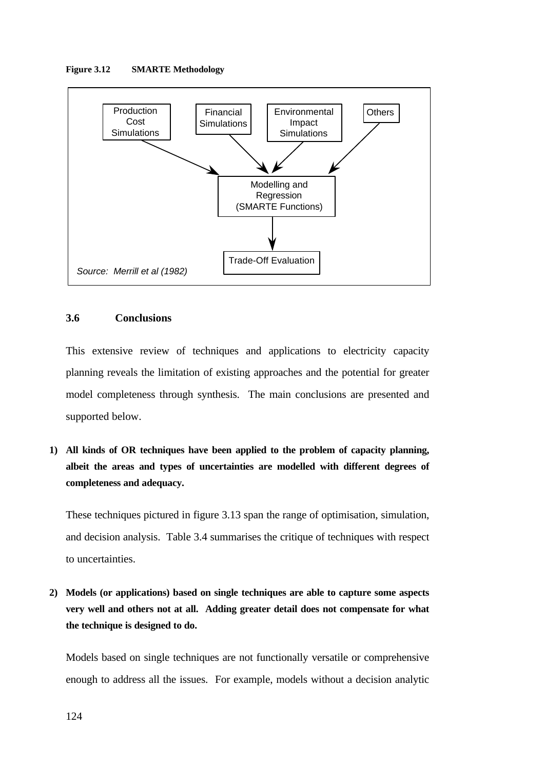**Figure 3.12 SMARTE Methodology**

Production Cost Simulations → Modelling and Regression (SMARTE Functions)

Financial Simulations → Modelling and Regression (SMARTE Functions)

Environmental Impact Simulations → Modelling and Regression (SMARTE Functions)

Others → Modelling and Regression (SMARTE Functions)

Modelling and Regression (SMARTE Functions) → Trade-Off Evaluation

*Source: Merrill et al (1982)*

### 3.6 Conclusions

This extensive review of techniques and applications to electricity capacity planning reveals the limitation of existing approaches and the potential for greater model completeness through synthesis. The main conclusions are presented and supported below.

**1) All kinds of OR techniques have been applied to the problem of capacity planning, albeit the areas and types of uncertainties are modelled with different degrees of completeness and adequacy.**

These techniques pictured in figure 3.13 span the range of optimisation, simulation, and decision analysis. Table 3.4 summarises the critique of techniques with respect to uncertainties.

**2) Models (or applications) based on single techniques are able to capture some aspects very well and others not at all. Adding greater detail does not compensate for what the technique is designed to do.**

Models based on single techniques are not functionally versatile or comprehensive enough to address all the issues. For example, models without a decision analytic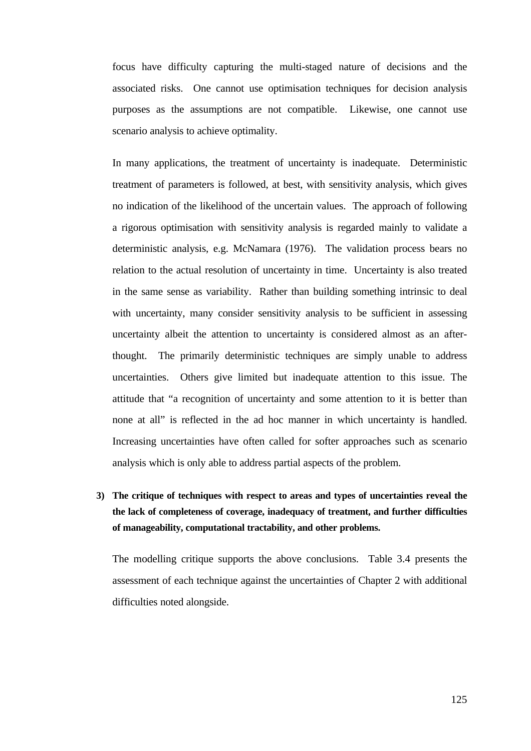focus have difficulty capturing the multi-staged nature of decisions and the associated risks. One cannot use optimisation techniques for decision analysis purposes as the assumptions are not compatible. Likewise, one cannot use scenario analysis to achieve optimality.

In many applications, the treatment of uncertainty is inadequate. Deterministic treatment of parameters is followed, at best, with sensitivity analysis, which gives no indication of the likelihood of the uncertain values. The approach of following a rigorous optimisation with sensitivity analysis is regarded mainly to validate a deterministic analysis, e.g. McNamara (1976). The validation process bears no relation to the actual resolution of uncertainty in time. Uncertainty is also treated in the same sense as variability. Rather than building something intrinsic to deal with uncertainty, many consider sensitivity analysis to be sufficient in assessing uncertainty albeit the attention to uncertainty is considered almost as an after-thought. The primarily deterministic techniques are simply unable to address uncertainties. Others give limited but inadequate attention to this issue. The attitude that "a recognition of uncertainty and some attention to it is better than none at all" is reflected in the ad hoc manner in which uncertainty is handled. Increasing uncertainties have often called for softer approaches such as scenario analysis which is only able to address partial aspects of the problem.

**3) The critique of techniques with respect to areas and types of uncertainties reveal the the lack of completeness of coverage, inadequacy of treatment, and further difficulties of manageability, computational tractability, and other problems.**

The modelling critique supports the above conclusions. Table 3.4 presents the assessment of each technique against the uncertainties of Chapter 2 with additional difficulties noted alongside.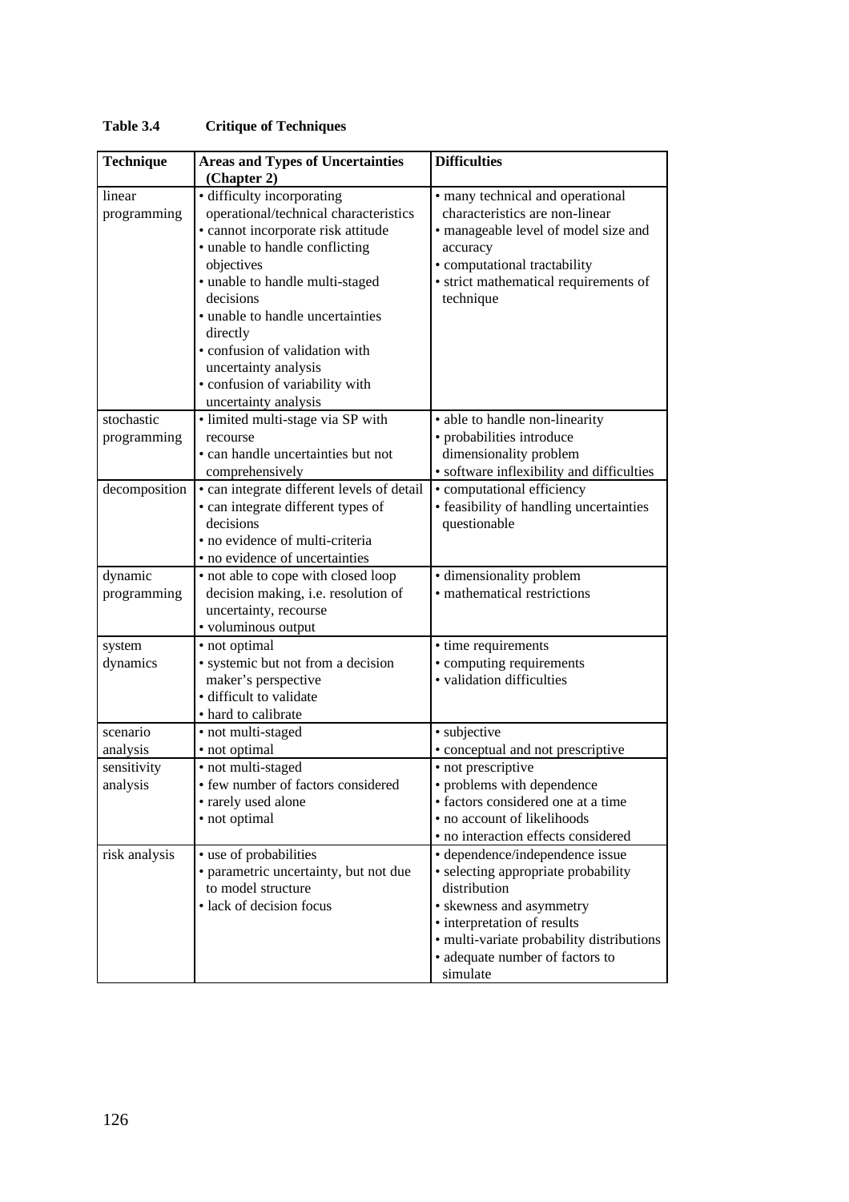**Table 3.4 Critique of Techniques**

| Technique | Areas and Types of Uncertainties (Chapter 2) | Difficulties |
|---|---|---|
| linear programming | • difficulty incorporating operational/technical characteristics<br>• cannot incorporate risk attitude<br>• unable to handle conflicting objectives<br>• unable to handle multi-staged decisions<br>• unable to handle uncertainties directly<br>• confusion of validation with uncertainty analysis<br>• confusion of variability with uncertainty analysis | • many technical and operational characteristics are non-linear<br>• manageable level of model size and accuracy<br>• computational tractability<br>• strict mathematical requirements of technique |
| stochastic programming | • limited multi-stage via SP with recourse<br>• can handle uncertainties but not comprehensively | • able to handle non-linearity<br>• probabilities introduce dimensionality problem<br>• software inflexibility and difficulties |
| decomposition | • can integrate different levels of detail<br>• can integrate different types of decisions<br>• no evidence of multi-criteria<br>• no evidence of uncertainties | • computational efficiency<br>• feasibility of handling uncertainties questionable |
| dynamic programming | • not able to cope with closed loop decision making, i.e. resolution of uncertainty, recourse<br>• voluminous output | • dimensionality problem<br>• mathematical restrictions |
| system dynamics | • not optimal<br>• systemic but not from a decision maker's perspective<br>• difficult to validate<br>• hard to calibrate | • time requirements<br>• computing requirements<br>• validation difficulties |
| scenario analysis | • not multi-staged<br>• not optimal | • subjective<br>• conceptual and not prescriptive |
| sensitivity analysis | • not multi-staged<br>• few number of factors considered<br>• rarely used alone<br>• not optimal | • not prescriptive<br>• problems with dependence<br>• factors considered one at a time<br>• no account of likelihoods<br>• no interaction effects considered |
| risk analysis | • use of probabilities<br>• parametric uncertainty, but not due to model structure<br>• lack of decision focus | • dependence/independence issue<br>• selecting appropriate probability distribution<br>• skewness and asymmetry<br>• interpretation of results<br>• multi-variate probability distributions<br>• adequate number of factors to simulate |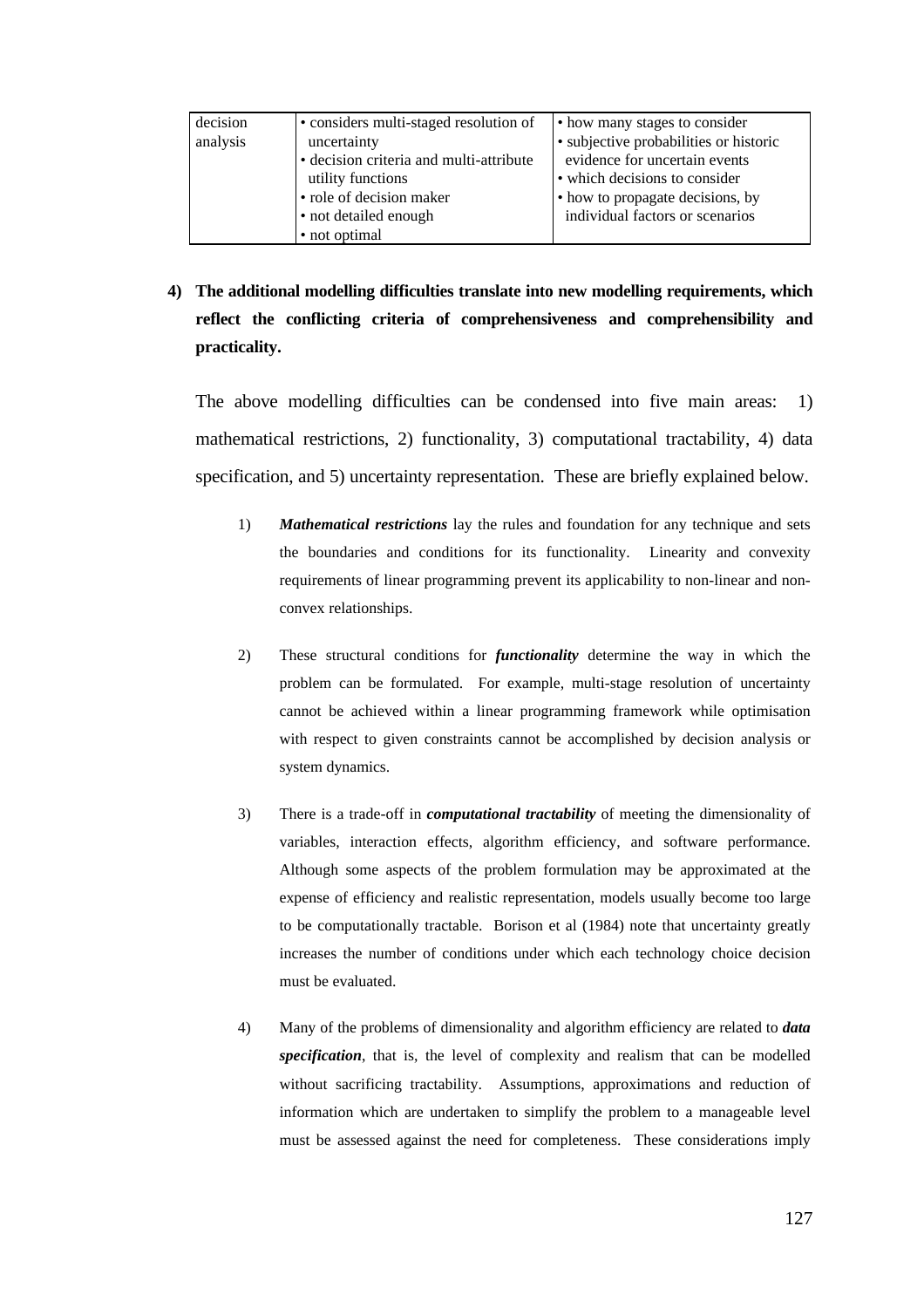| decision analysis | • considers multi-staged resolution of uncertainty<br>• decision criteria and multi-attribute utility functions<br>• role of decision maker<br>• not detailed enough<br>• not optimal | • how many stages to consider<br>• subjective probabilities or historic evidence for uncertain events<br>• which decisions to consider<br>• how to propagate decisions, by individual factors or scenarios |
|---|---|---|

**4) The additional modelling difficulties translate into new modelling requirements, which reflect the conflicting criteria of comprehensiveness and comprehensibility and practicality.**

The above modelling difficulties can be condensed into five main areas: 1) mathematical restrictions, 2) functionality, 3) computational tractability, 4) data specification, and 5) uncertainty representation. These are briefly explained below.

1) ***Mathematical restrictions*** lay the rules and foundation for any technique and sets the boundaries and conditions for its functionality. Linearity and convexity requirements of linear programming prevent its applicability to non-linear and non-convex relationships.

2) These structural conditions for ***functionality*** determine the way in which the problem can be formulated. For example, multi-stage resolution of uncertainty cannot be achieved within a linear programming framework while optimisation with respect to given constraints cannot be accomplished by decision analysis or system dynamics.

3) There is a trade-off in ***computational tractability*** of meeting the dimensionality of variables, interaction effects, algorithm efficiency, and software performance. Although some aspects of the problem formulation may be approximated at the expense of efficiency and realistic representation, models usually become too large to be computationally tractable. Borison et al (1984) note that uncertainty greatly increases the number of conditions under which each technology choice decision must be evaluated.

4) Many of the problems of dimensionality and algorithm efficiency are related to ***data specification***, that is, the level of complexity and realism that can be modelled without sacrificing tractability. Assumptions, approximations and reduction of information which are undertaken to simplify the problem to a manageable level must be assessed against the need for completeness. These considerations imply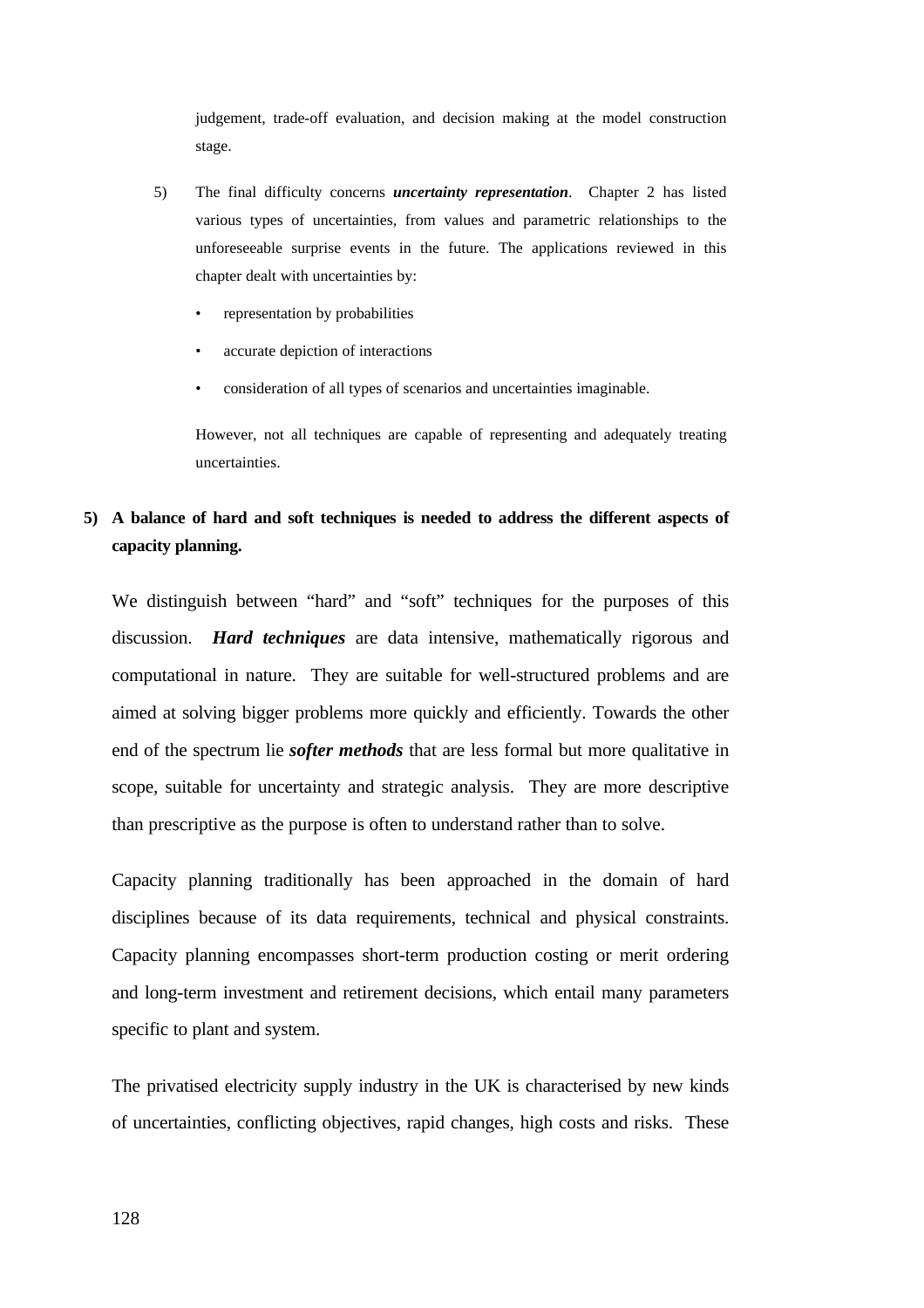judgement, trade-off evaluation, and decision making at the model construction stage.

5) The final difficulty concerns ***uncertainty representation***. Chapter 2 has listed various types of uncertainties, from values and parametric relationships to the unforeseeable surprise events in the future. The applications reviewed in this chapter dealt with uncertainties by:

   - representation by probabilities
   - accurate depiction of interactions
   - consideration of all types of scenarios and uncertainties imaginable.

   However, not all techniques are capable of representing and adequately treating uncertainties.

**5) A balance of hard and soft techniques is needed to address the different aspects of capacity planning.**

We distinguish between "hard" and "soft" techniques for the purposes of this discussion. ***Hard techniques*** are data intensive, mathematically rigorous and computational in nature. They are suitable for well-structured problems and are aimed at solving bigger problems more quickly and efficiently. Towards the other end of the spectrum lie ***softer methods*** that are less formal but more qualitative in scope, suitable for uncertainty and strategic analysis. They are more descriptive than prescriptive as the purpose is often to understand rather than to solve.

Capacity planning traditionally has been approached in the domain of hard disciplines because of its data requirements, technical and physical constraints. Capacity planning encompasses short-term production costing or merit ordering and long-term investment and retirement decisions, which entail many parameters specific to plant and system.

The privatised electricity supply industry in the UK is characterised by new kinds of uncertainties, conflicting objectives, rapid changes, high costs and risks. These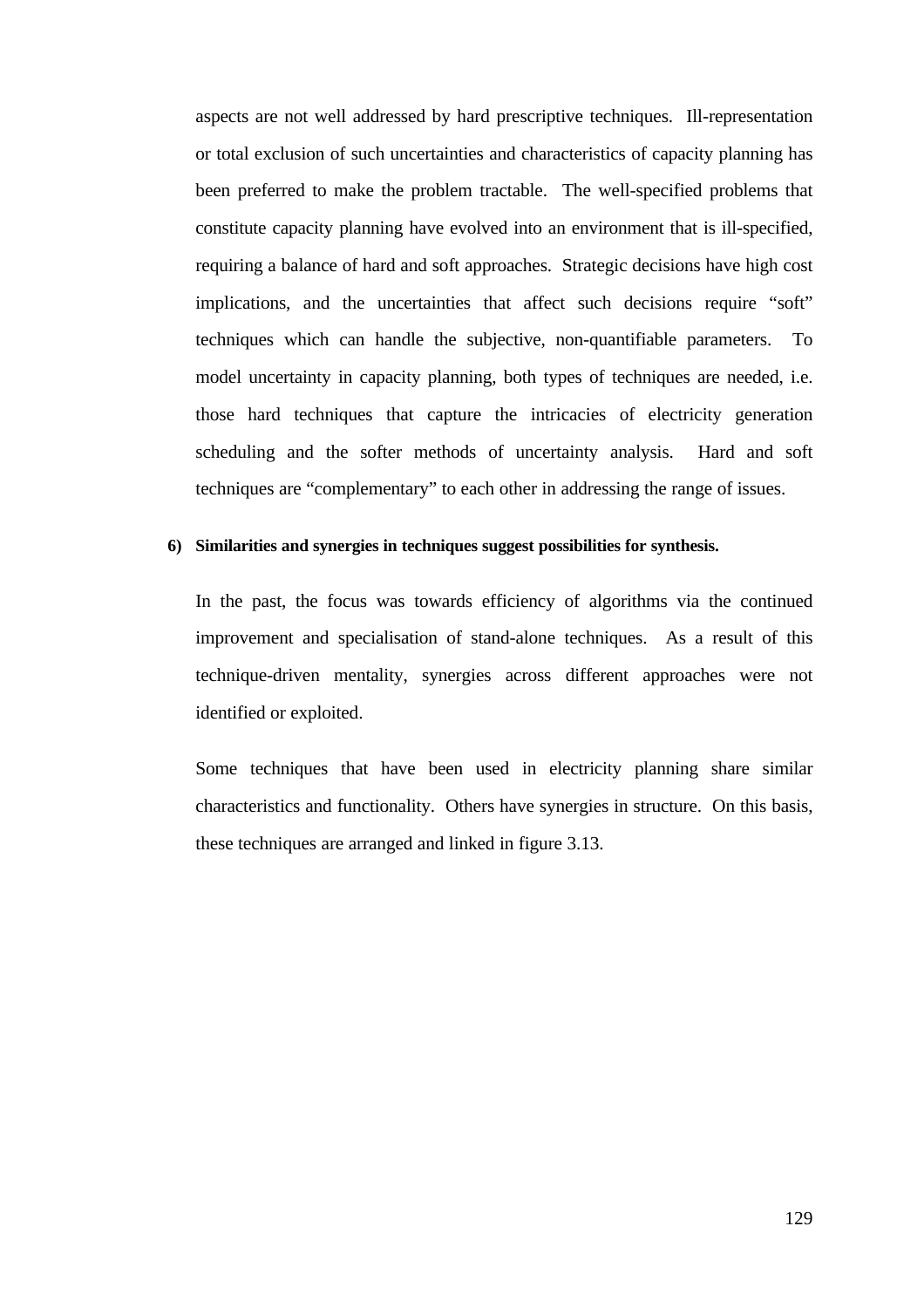aspects are not well addressed by hard prescriptive techniques. Ill-representation or total exclusion of such uncertainties and characteristics of capacity planning has been preferred to make the problem tractable. The well-specified problems that constitute capacity planning have evolved into an environment that is ill-specified, requiring a balance of hard and soft approaches. Strategic decisions have high cost implications, and the uncertainties that affect such decisions require "soft" techniques which can handle the subjective, non-quantifiable parameters. To model uncertainty in capacity planning, both types of techniques are needed, i.e. those hard techniques that capture the intricacies of electricity generation scheduling and the softer methods of uncertainty analysis. Hard and soft techniques are "complementary" to each other in addressing the range of issues.

**6) Similarities and synergies in techniques suggest possibilities for synthesis.**

In the past, the focus was towards efficiency of algorithms via the continued improvement and specialisation of stand-alone techniques. As a result of this technique-driven mentality, synergies across different approaches were not identified or exploited.

Some techniques that have been used in electricity planning share similar characteristics and functionality. Others have synergies in structure. On this basis, these techniques are arranged and linked in figure 3.13.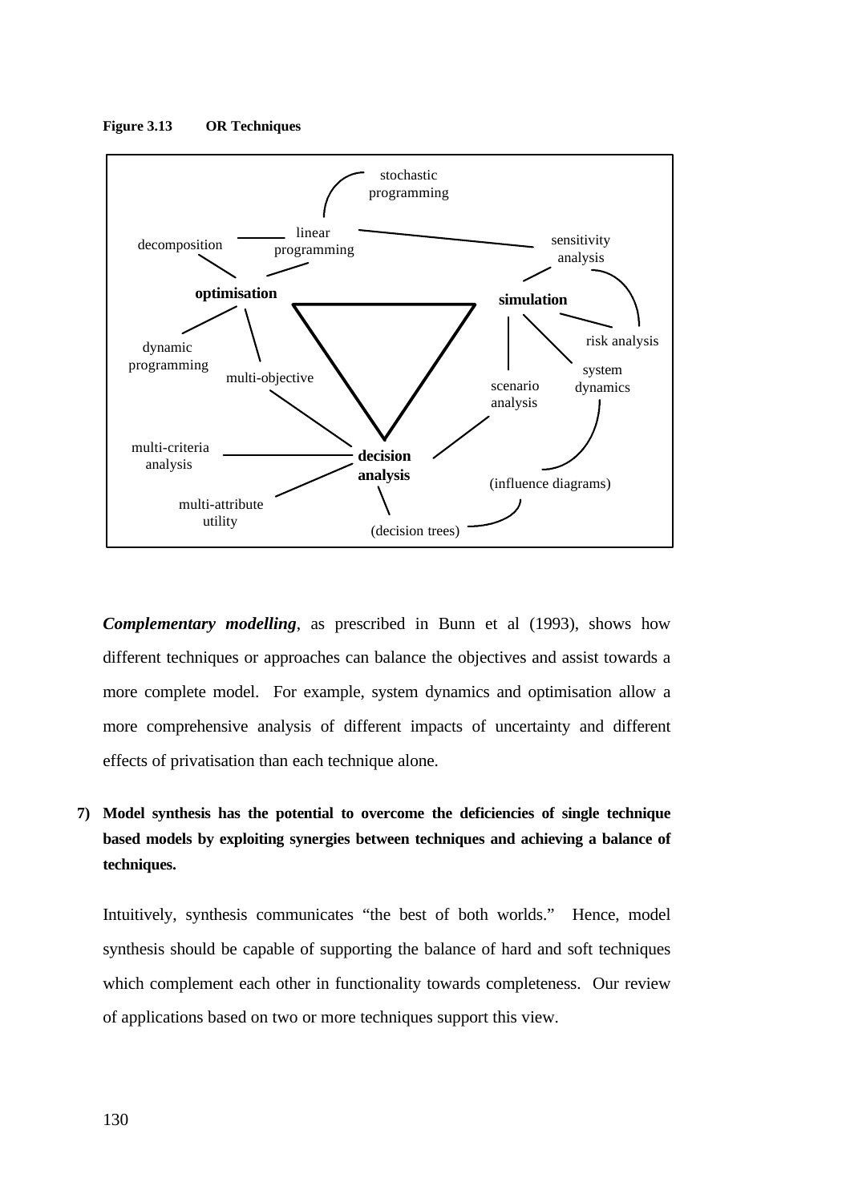**Figure 3.13 OR Techniques**

stochastic programming

linear programming

decomposition

sensitivity analysis

optimisation

simulation

dynamic programming

multi-objective

risk analysis

system dynamics

scenario analysis

multi-criteria analysis

decision analysis

(influence diagrams)

multi-attribute utility

(decision trees)

***Complementary modelling***, as prescribed in Bunn et al (1993), shows how different techniques or approaches can balance the objectives and assist towards a more complete model. For example, system dynamics and optimisation allow a more comprehensive analysis of different impacts of uncertainty and different effects of privatisation than each technique alone.

**7) Model synthesis has the potential to overcome the deficiencies of single technique based models by exploiting synergies between techniques and achieving a balance of techniques.**

Intuitively, synthesis communicates "the best of both worlds." Hence, model synthesis should be capable of supporting the balance of hard and soft techniques which complement each other in functionality towards completeness. Our review of applications based on two or more techniques support this view.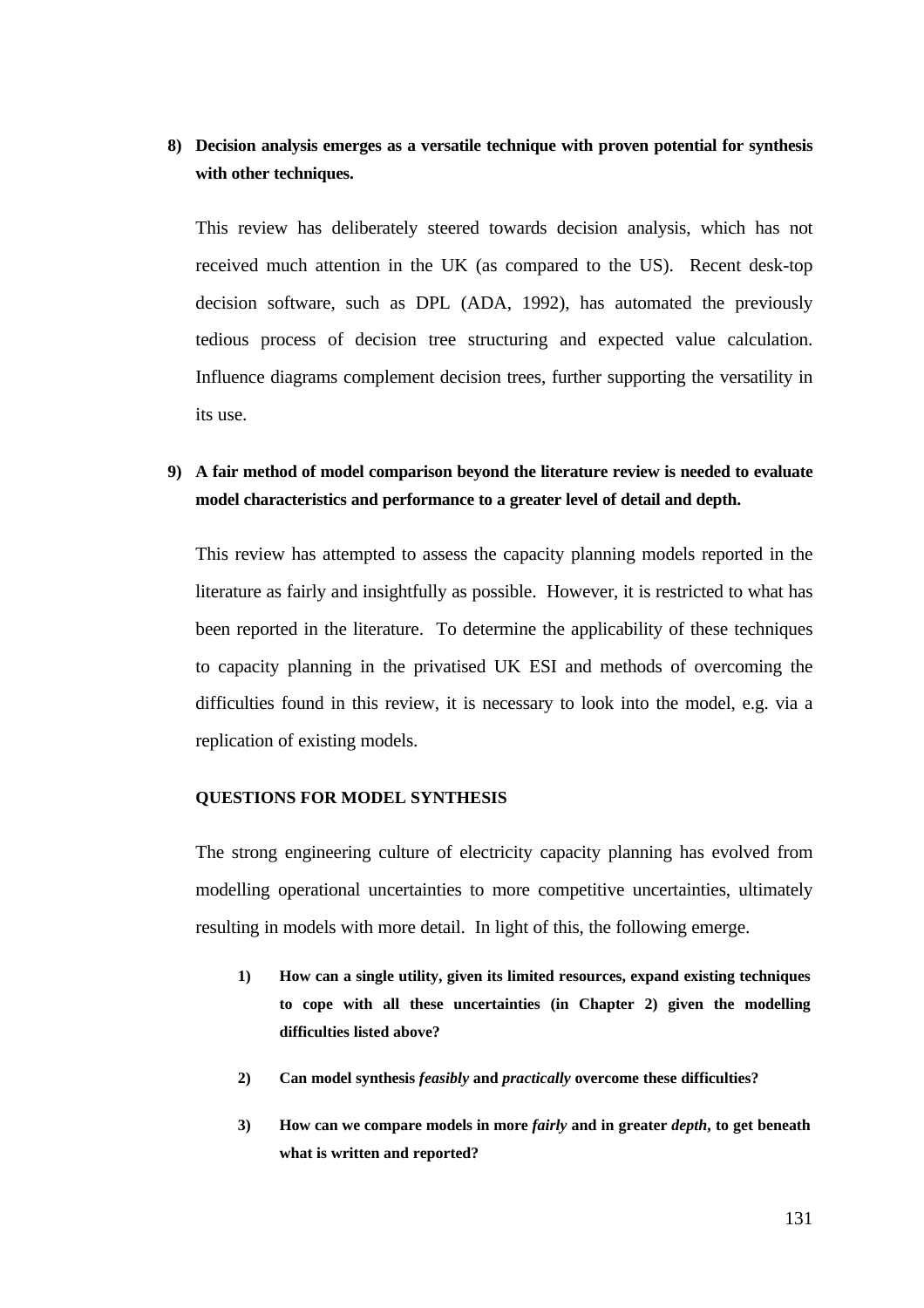**8) Decision analysis emerges as a versatile technique with proven potential for synthesis with other techniques.**

This review has deliberately steered towards decision analysis, which has not received much attention in the UK (as compared to the US). Recent desk-top decision software, such as DPL (ADA, 1992), has automated the previously tedious process of decision tree structuring and expected value calculation. Influence diagrams complement decision trees, further supporting the versatility in its use.

**9) A fair method of model comparison beyond the literature review is needed to evaluate model characteristics and performance to a greater level of detail and depth.**

This review has attempted to assess the capacity planning models reported in the literature as fairly and insightfully as possible. However, it is restricted to what has been reported in the literature. To determine the applicability of these techniques to capacity planning in the privatised UK ESI and methods of overcoming the difficulties found in this review, it is necessary to look into the model, e.g. via a replication of existing models.

**QUESTIONS FOR MODEL SYNTHESIS**

The strong engineering culture of electricity capacity planning has evolved from modelling operational uncertainties to more competitive uncertainties, ultimately resulting in models with more detail. In light of this, the following emerge.

1) **How can a single utility, given its limited resources, expand existing techniques to cope with all these uncertainties (in Chapter 2) given the modelling difficulties listed above?**

2) **Can model synthesis *feasibly* and *practically* overcome these difficulties?**

3) **How can we compare models in more *fairly* and in greater *depth*, to get beneath what is written and reported?**